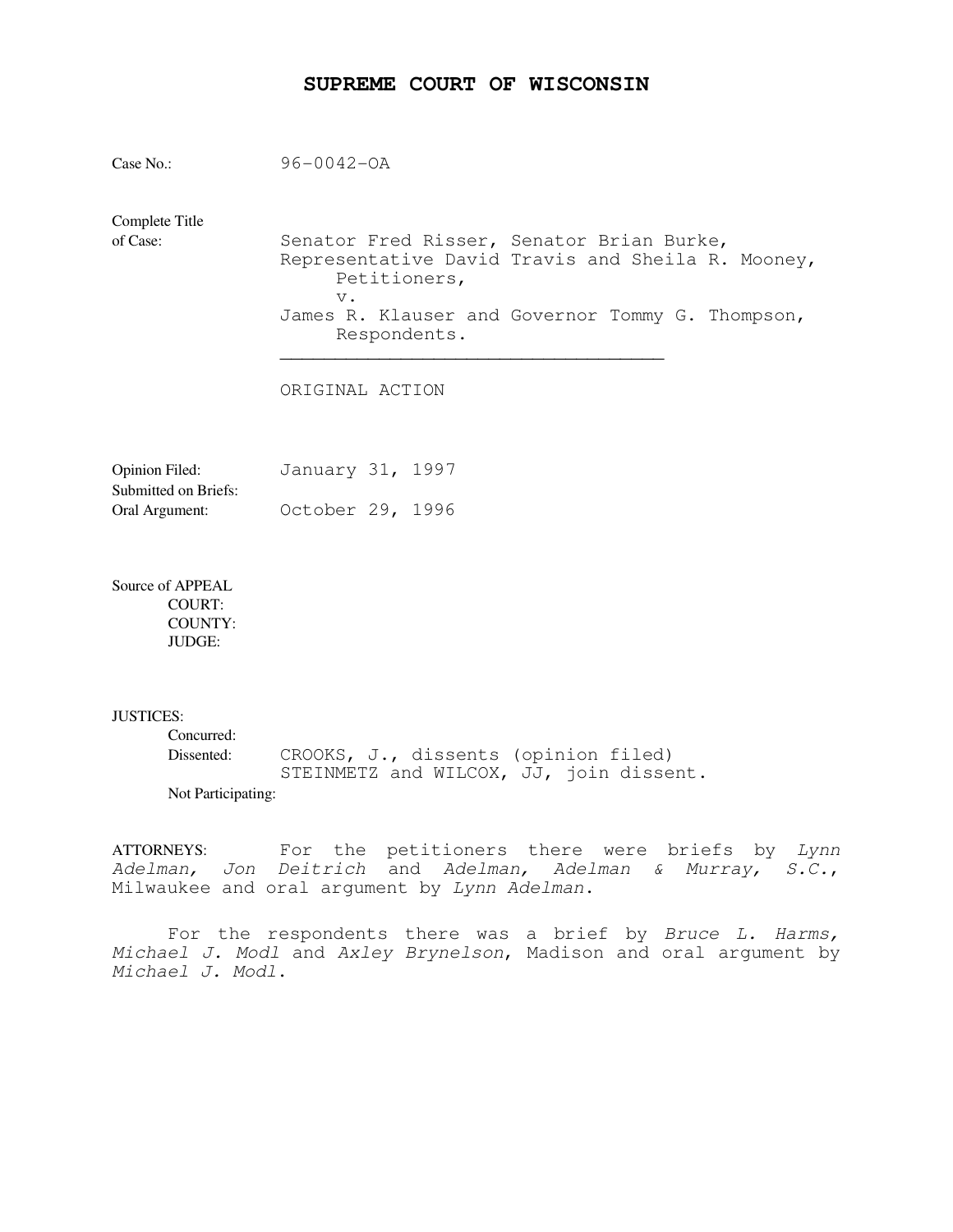# SUPREME COURT OF WISCONSIN

Case No.: 96-0042-OA

Complete Title of Case: Senator Fred Risser, Senator Brian Burke, Representative David Travis and Sheila R. Mooney,
Petitioners,
v.
James R. Klauser and Governor Tommy G. Thompson,
Respondents.

---

ORIGINAL ACTION

Opinion Filed: January 31, 1997
Submitted on Briefs:
Oral Argument: October 29, 1996

Source of APPEAL
COURT:
COUNTY:
JUDGE:

JUSTICES:
Concurred:
Dissented: CROOKS, J., dissents (opinion filed)
STEINMETZ and WILCOX, JJ, join dissent.
Not Participating:

ATTORNEYS: For the petitioners there were briefs by *Lynn Adelman, Jon Deitrich* and *Adelman, Adelman & Murray, S.C.*, Milwaukee and oral argument by *Lynn Adelman*.

For the respondents there was a brief by *Bruce L. Harms, Michael J. Modl* and *Axley Brynelson*, Madison and oral argument by *Michael J. Modl*.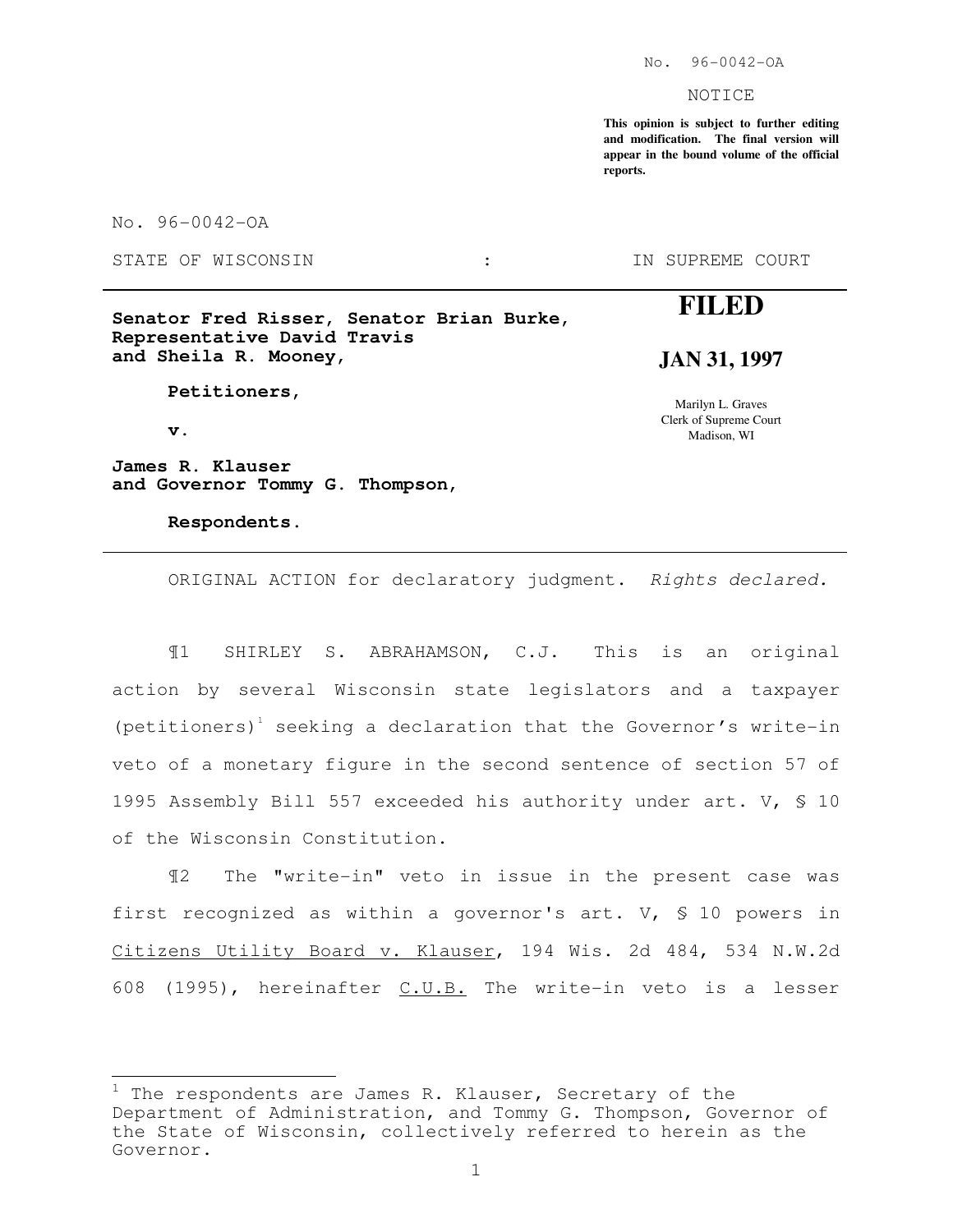No. 96-0042-OA

NOTICE

**This opinion is subject to further editing and modification. The final version will appear in the bound volume of the official reports.**

No. 96-0042-OA

STATE OF WISCONSIN : IN SUPREME COURT

**Senator Fred Risser, Senator Brian Burke, Representative David Travis and Sheila R. Mooney,**

**Petitioners,**

**v.**

**James R. Klauser and Governor Tommy G. Thompson,**

**Respondents.**

**FILED**

**JAN 31, 1997**

Marilyn L. Graves
Clerk of Supreme Court
Madison, WI

---

ORIGINAL ACTION for declaratory judgment. *Rights declared.*

¶1 SHIRLEY S. ABRAHAMSON, C.J. This is an original action by several Wisconsin state legislators and a taxpayer (petitioners)[1] seeking a declaration that the Governor's write-in veto of a monetary figure in the second sentence of section 57 of 1995 Assembly Bill 557 exceeded his authority under art. V, § 10 of the Wisconsin Constitution.

¶2 The "write-in" veto in issue in the present case was first recognized as within a governor's art. V, § 10 powers in Citizens Utility Board v. Klauser, 194 Wis. 2d 484, 534 N.W.2d 608 (1995), hereinafter C.U.B. The write-in veto is a lesser

---

[1] The respondents are James R. Klauser, Secretary of the Department of Administration, and Tommy G. Thompson, Governor of the State of Wisconsin, collectively referred to herein as the Governor.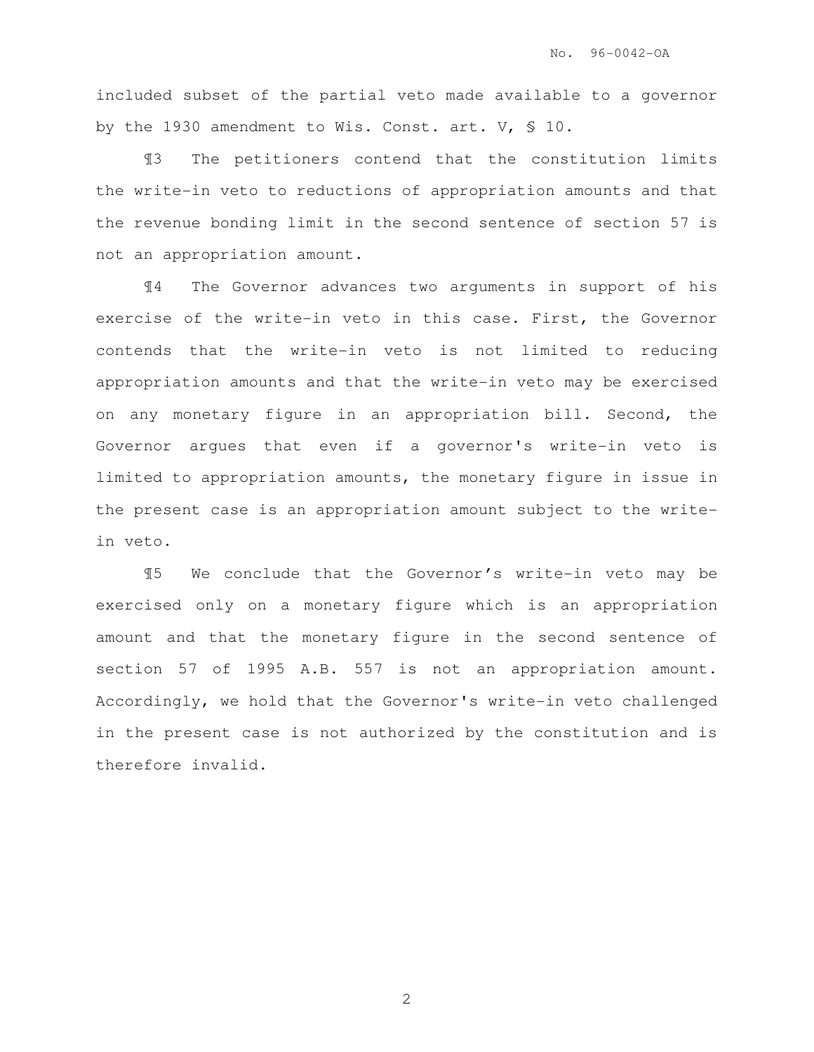included subset of the partial veto made available to a governor by the 1930 amendment to Wis. Const. art. V, § 10.

¶3 The petitioners contend that the constitution limits the write-in veto to reductions of appropriation amounts and that the revenue bonding limit in the second sentence of section 57 is not an appropriation amount.

¶4 The Governor advances two arguments in support of his exercise of the write-in veto in this case. First, the Governor contends that the write-in veto is not limited to reducing appropriation amounts and that the write-in veto may be exercised on any monetary figure in an appropriation bill. Second, the Governor argues that even if a governor's write-in veto is limited to appropriation amounts, the monetary figure in issue in the present case is an appropriation amount subject to the write-in veto.

¶5 We conclude that the Governor's write-in veto may be exercised only on a monetary figure which is an appropriation amount and that the monetary figure in the second sentence of section 57 of 1995 A.B. 557 is not an appropriation amount. Accordingly, we hold that the Governor's write-in veto challenged in the present case is not authorized by the constitution and is therefore invalid.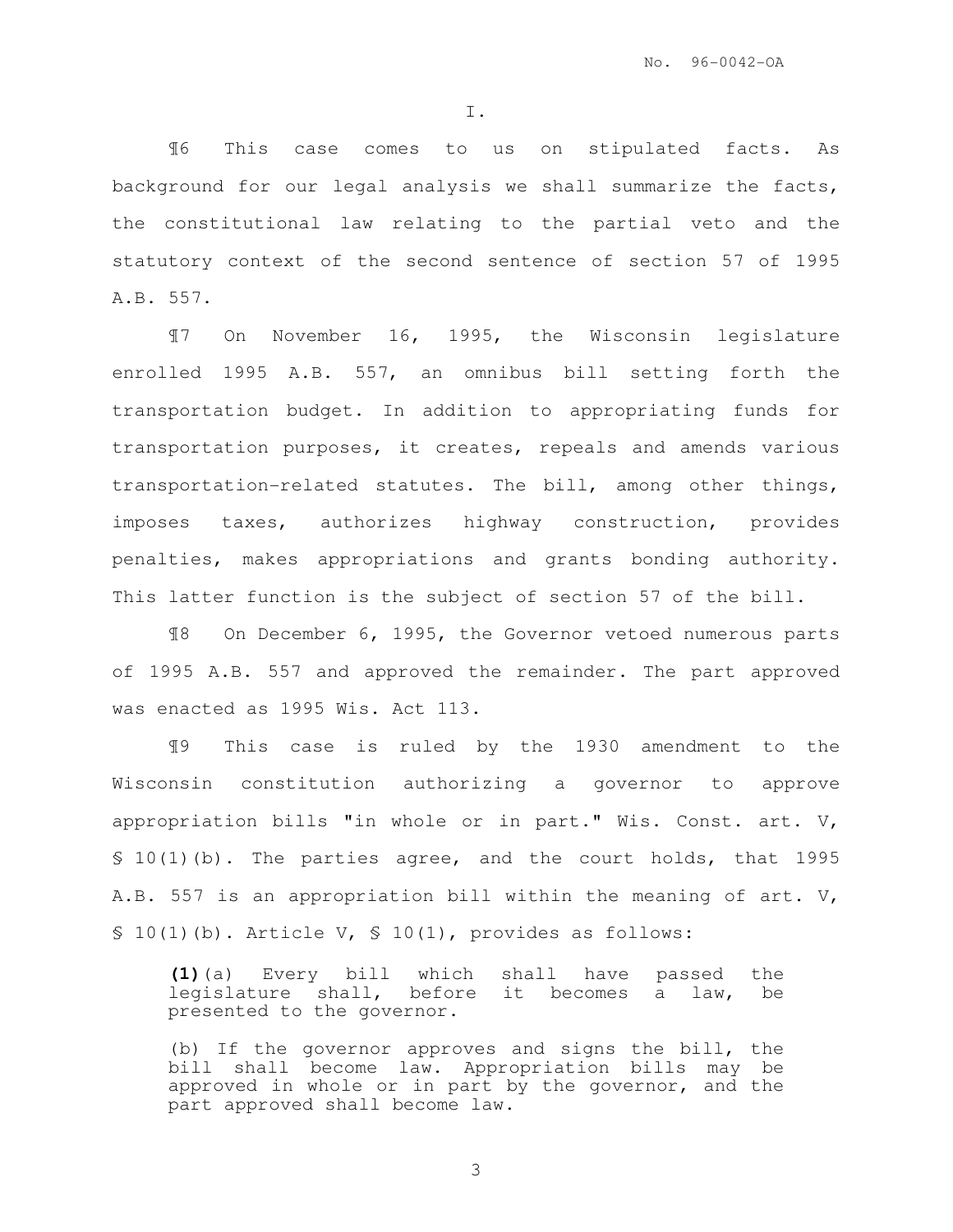I.

¶6 This case comes to us on stipulated facts. As background for our legal analysis we shall summarize the facts, the constitutional law relating to the partial veto and the statutory context of the second sentence of section 57 of 1995 A.B. 557.

¶7 On November 16, 1995, the Wisconsin legislature enrolled 1995 A.B. 557, an omnibus bill setting forth the transportation budget. In addition to appropriating funds for transportation purposes, it creates, repeals and amends various transportation-related statutes. The bill, among other things, imposes taxes, authorizes highway construction, provides penalties, makes appropriations and grants bonding authority. This latter function is the subject of section 57 of the bill.

¶8 On December 6, 1995, the Governor vetoed numerous parts of 1995 A.B. 557 and approved the remainder. The part approved was enacted as 1995 Wis. Act 113.

¶9 This case is ruled by the 1930 amendment to the Wisconsin constitution authorizing a governor to approve appropriation bills "in whole or in part." Wis. Const. art. V, § 10(1)(b). The parties agree, and the court holds, that 1995 A.B. 557 is an appropriation bill within the meaning of art. V, § 10(1)(b). Article V, § 10(1), provides as follows:

> **(1)**(a) Every bill which shall have passed the legislature shall, before it becomes a law, be presented to the governor.
>
> (b) If the governor approves and signs the bill, the bill shall become law. Appropriation bills may be approved in whole or in part by the governor, and the part approved shall become law.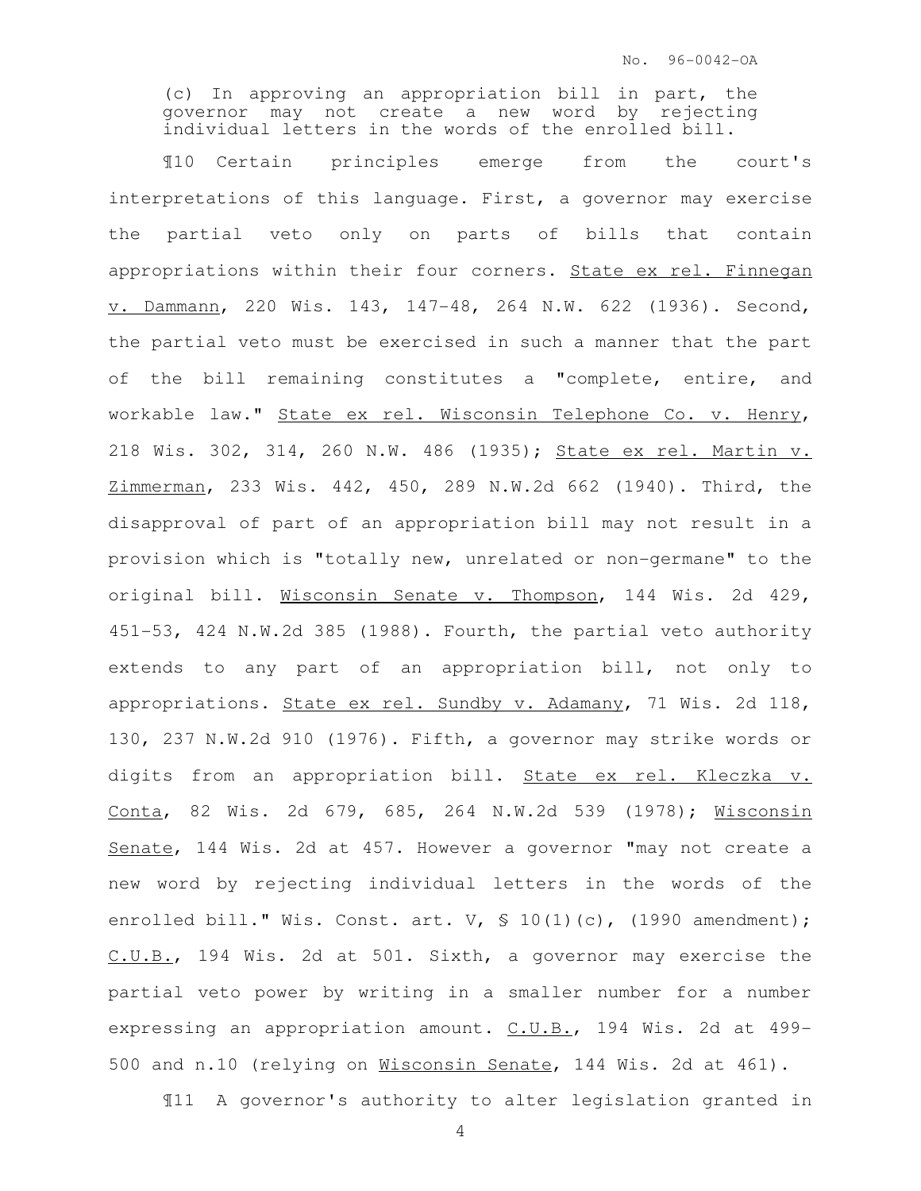(c) In approving an appropriation bill in part, the governor may not create a new word by rejecting individual letters in the words of the enrolled bill.

¶10 Certain principles emerge from the court's interpretations of this language. First, a governor may exercise the partial veto only on parts of bills that contain appropriations within their four corners. State ex rel. Finnegan v. Dammann, 220 Wis. 143, 147-48, 264 N.W. 622 (1936). Second, the partial veto must be exercised in such a manner that the part of the bill remaining constitutes a "complete, entire, and workable law." State ex rel. Wisconsin Telephone Co. v. Henry, 218 Wis. 302, 314, 260 N.W. 486 (1935); State ex rel. Martin v. Zimmerman, 233 Wis. 442, 450, 289 N.W.2d 662 (1940). Third, the disapproval of part of an appropriation bill may not result in a provision which is "totally new, unrelated or non-germane" to the original bill. Wisconsin Senate v. Thompson, 144 Wis. 2d 429, 451-53, 424 N.W.2d 385 (1988). Fourth, the partial veto authority extends to any part of an appropriation bill, not only to appropriations. State ex rel. Sundby v. Adamany, 71 Wis. 2d 118, 130, 237 N.W.2d 910 (1976). Fifth, a governor may strike words or digits from an appropriation bill. State ex rel. Kleczka v. Conta, 82 Wis. 2d 679, 685, 264 N.W.2d 539 (1978); Wisconsin Senate, 144 Wis. 2d at 457. However a governor "may not create a new word by rejecting individual letters in the words of the enrolled bill." Wis. Const. art. V, § 10(1)(c), (1990 amendment); C.U.B., 194 Wis. 2d at 501. Sixth, a governor may exercise the partial veto power by writing in a smaller number for a number expressing an appropriation amount. C.U.B., 194 Wis. 2d at 499-500 and n.10 (relying on Wisconsin Senate, 144 Wis. 2d at 461).

¶11 A governor's authority to alter legislation granted in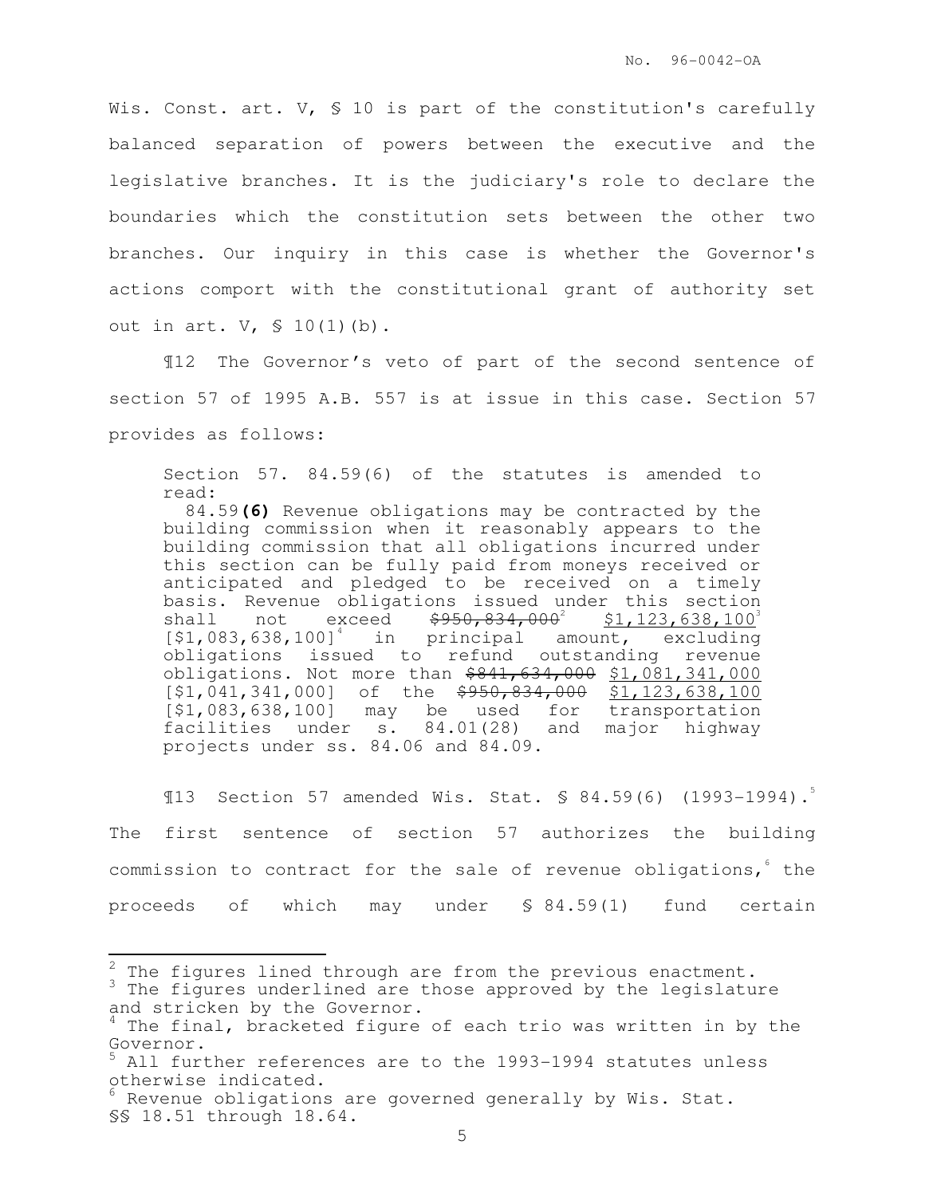Wis. Const. art. V, § 10 is part of the constitution's carefully balanced separation of powers between the executive and the legislative branches. It is the judiciary's role to declare the boundaries which the constitution sets between the other two branches. Our inquiry in this case is whether the Governor's actions comport with the constitutional grant of authority set out in art. V, § 10(1)(b).

¶12 The Governor's veto of part of the second sentence of section 57 of 1995 A.B. 557 is at issue in this case. Section 57 provides as follows:

> Section 57. 84.59(6) of the statutes is amended to read:
>
> 84.59 **(6)** Revenue obligations may be contracted by the building commission when it reasonably appears to the building commission that all obligations incurred under this section can be fully paid from moneys received or anticipated and pledged to be received on a timely basis. Revenue obligations issued under this section shall not exceed ~~$950,834,000~~[2] <u>$1,123,638,100</u>[3] [$1,083,638,100][4] in principal amount, excluding obligations issued to refund outstanding revenue obligations. Not more than ~~$841,634,000~~ <u>$1,081,341,000</u> [$1,041,341,000] of the ~~$950,834,000~~ <u>$1,123,638,100</u> [$1,083,638,100] may be used for transportation facilities under s. 84.01(28) and major highway projects under ss. 84.06 and 84.09.

¶13 Section 57 amended Wis. Stat. § 84.59(6) (1993-1994).[5] The first sentence of section 57 authorizes the building commission to contract for the sale of revenue obligations,[6] the proceeds of which may under § 84.59(1) fund certain

---

[2] The figures lined through are from the previous enactment.

[3] The figures underlined are those approved by the legislature and stricken by the Governor.

[4] The final, bracketed figure of each trio was written in by the Governor.

[5] All further references are to the 1993-1994 statutes unless otherwise indicated.

[6] Revenue obligations are governed generally by Wis. Stat. §§ 18.51 through 18.64.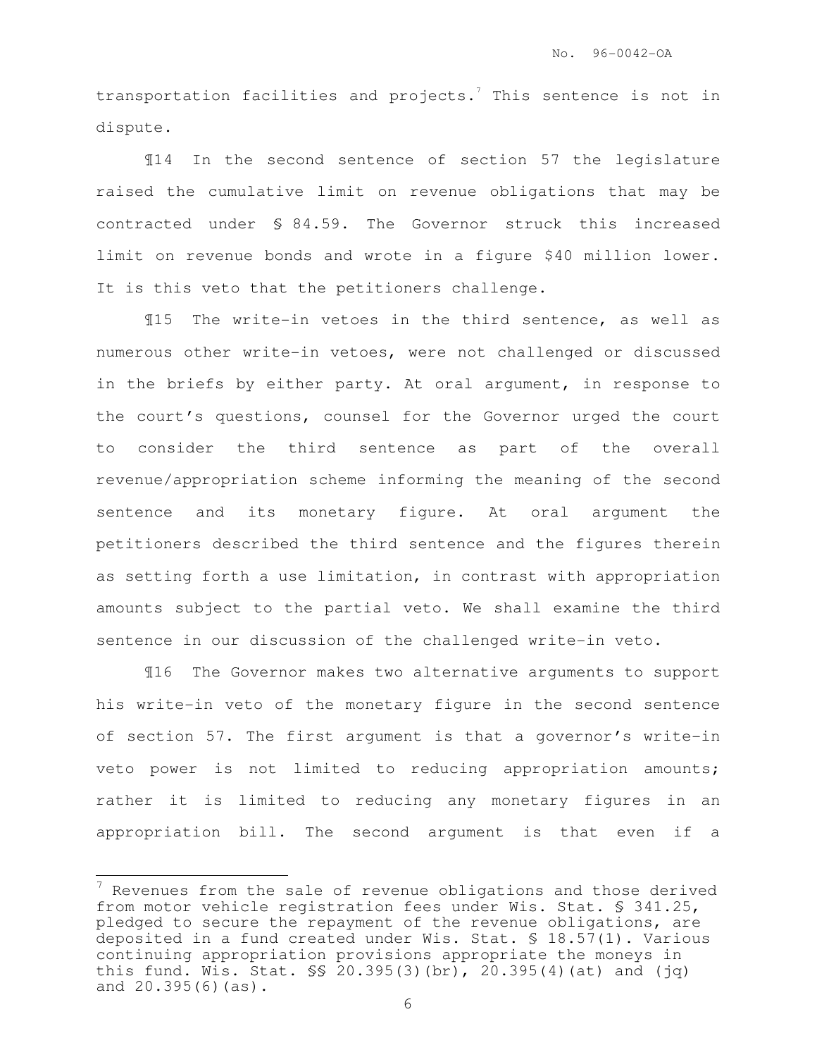transportation facilities and projects.[7] This sentence is not in dispute.

¶14 In the second sentence of section 57 the legislature raised the cumulative limit on revenue obligations that may be contracted under § 84.59. The Governor struck this increased limit on revenue bonds and wrote in a figure $40 million lower. It is this veto that the petitioners challenge.

¶15 The write-in vetoes in the third sentence, as well as numerous other write-in vetoes, were not challenged or discussed in the briefs by either party. At oral argument, in response to the court's questions, counsel for the Governor urged the court to consider the third sentence as part of the overall revenue/appropriation scheme informing the meaning of the second sentence and its monetary figure. At oral argument the petitioners described the third sentence and the figures therein as setting forth a use limitation, in contrast with appropriation amounts subject to the partial veto. We shall examine the third sentence in our discussion of the challenged write-in veto.

¶16 The Governor makes two alternative arguments to support his write-in veto of the monetary figure in the second sentence of section 57. The first argument is that a governor's write-in veto power is not limited to reducing appropriation amounts; rather it is limited to reducing any monetary figures in an appropriation bill. The second argument is that even if a

---

[7] Revenues from the sale of revenue obligations and those derived from motor vehicle registration fees under Wis. Stat. § 341.25, pledged to secure the repayment of the revenue obligations, are deposited in a fund created under Wis. Stat. § 18.57(1). Various continuing appropriation provisions appropriate the moneys in this fund. Wis. Stat. §§ 20.395(3)(br), 20.395(4)(at) and (jq) and 20.395(6)(as).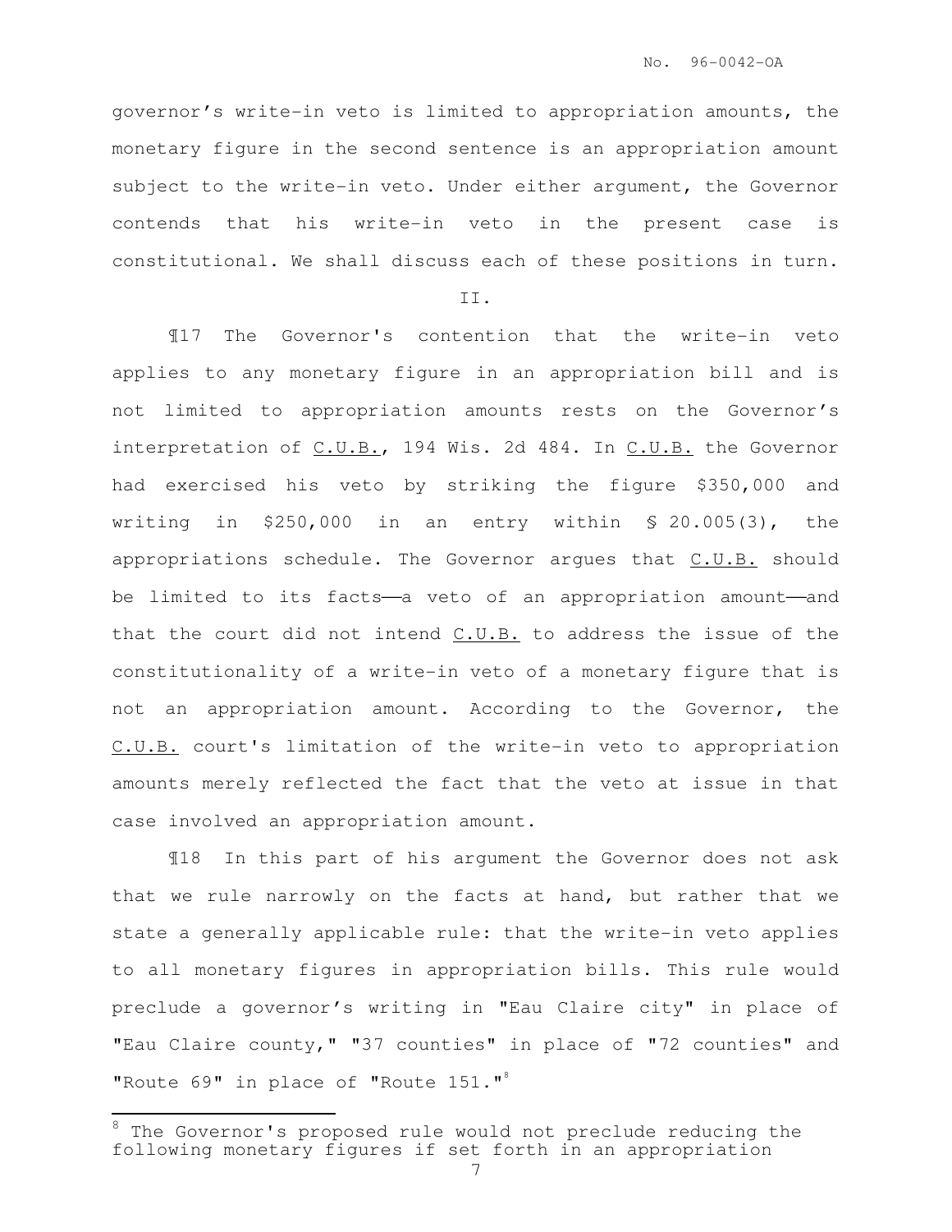governor's write-in veto is limited to appropriation amounts, the monetary figure in the second sentence is an appropriation amount subject to the write-in veto. Under either argument, the Governor contends that his write-in veto in the present case is constitutional. We shall discuss each of these positions in turn.

II.

¶17 The Governor's contention that the write-in veto applies to any monetary figure in an appropriation bill and is not limited to appropriation amounts rests on the Governor's interpretation of C.U.B., 194 Wis. 2d 484. In C.U.B. the Governor had exercised his veto by striking the figure $350,000 and writing in $250,000 in an entry within § 20.005(3), the appropriations schedule. The Governor argues that C.U.B. should be limited to its facts——a veto of an appropriation amount——and that the court did not intend C.U.B. to address the issue of the constitutionality of a write-in veto of a monetary figure that is not an appropriation amount. According to the Governor, the C.U.B. court's limitation of the write-in veto to appropriation amounts merely reflected the fact that the veto at issue in that case involved an appropriation amount.

¶18 In this part of his argument the Governor does not ask that we rule narrowly on the facts at hand, but rather that we state a generally applicable rule: that the write-in veto applies to all monetary figures in appropriation bills. This rule would preclude a governor's writing in "Eau Claire city" in place of "Eau Claire county," "37 counties" in place of "72 counties" and "Route 69" in place of "Route 151."[8]

[8] The Governor's proposed rule would not preclude reducing the following monetary figures if set forth in an appropriation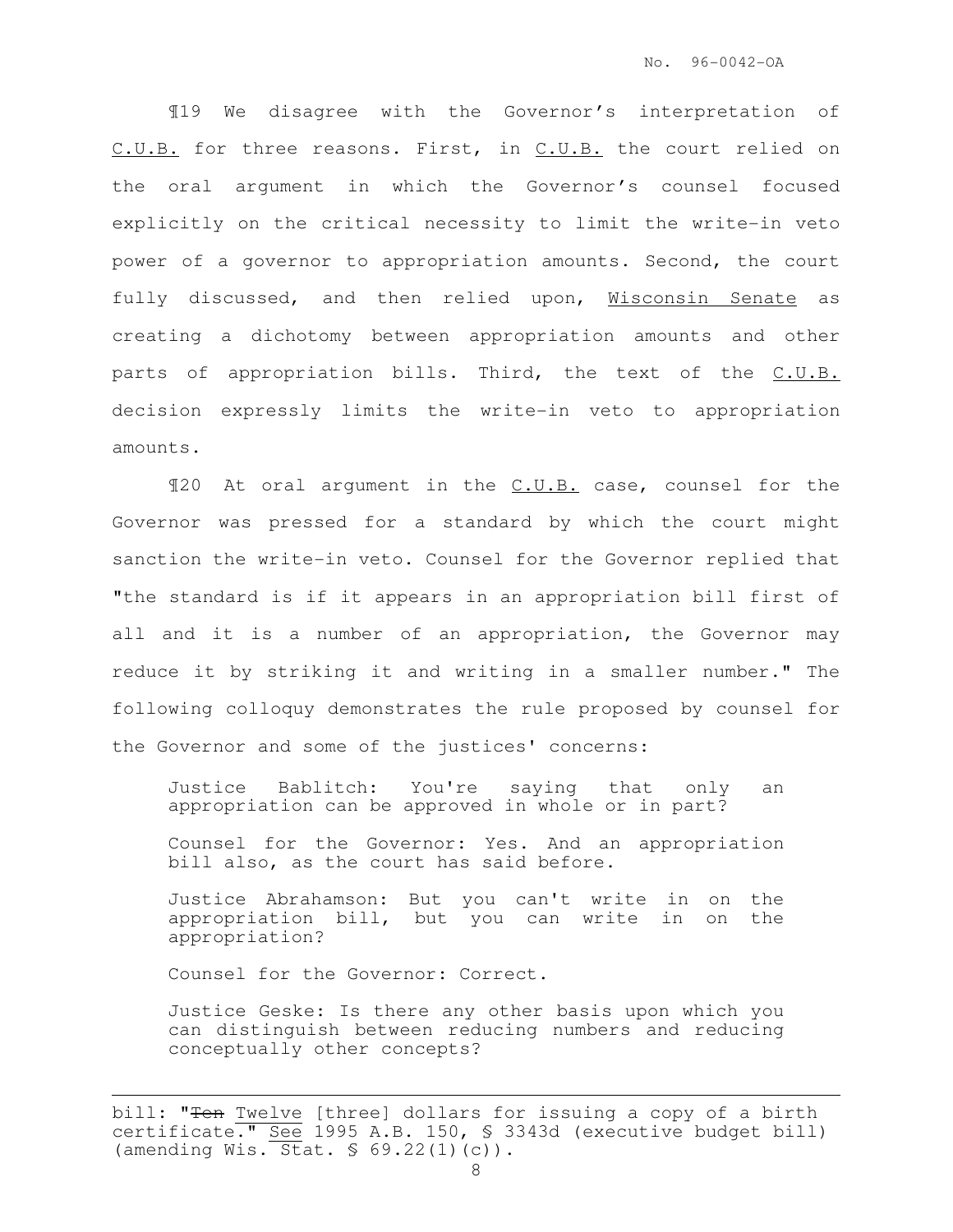¶19 We disagree with the Governor's interpretation of C.U.B. for three reasons. First, in C.U.B. the court relied on the oral argument in which the Governor's counsel focused explicitly on the critical necessity to limit the write-in veto power of a governor to appropriation amounts. Second, the court fully discussed, and then relied upon, Wisconsin Senate as creating a dichotomy between appropriation amounts and other parts of appropriation bills. Third, the text of the C.U.B. decision expressly limits the write-in veto to appropriation amounts.

¶20 At oral argument in the C.U.B. case, counsel for the Governor was pressed for a standard by which the court might sanction the write-in veto. Counsel for the Governor replied that "the standard is if it appears in an appropriation bill first of all and it is a number of an appropriation, the Governor may reduce it by striking it and writing in a smaller number." The following colloquy demonstrates the rule proposed by counsel for the Governor and some of the justices' concerns:

> Justice Bablitch: You're saying that only an appropriation can be approved in whole or in part?
>
> Counsel for the Governor: Yes. And an appropriation bill also, as the court has said before.
>
> Justice Abrahamson: But you can't write in on the appropriation bill, but you can write in on the appropriation?
>
> Counsel for the Governor: Correct.
>
> Justice Geske: Is there any other basis upon which you can distinguish between reducing numbers and reducing conceptually other concepts?

---

bill: "~~Ten~~ Twelve [three] dollars for issuing a copy of a birth certificate." See 1995 A.B. 150, § 3343d (executive budget bill) (amending Wis. Stat. § 69.22(1)(c)).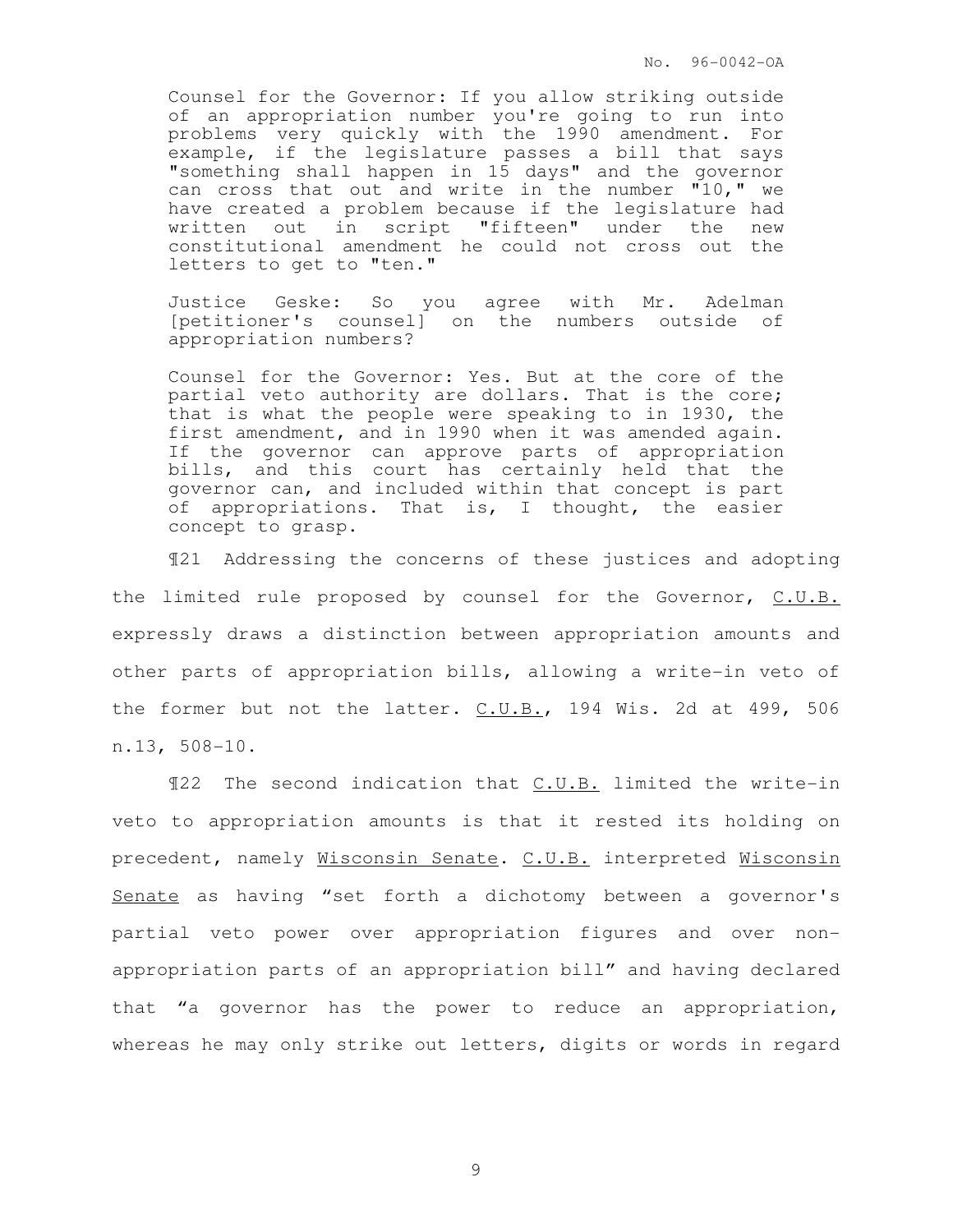> Counsel for the Governor: If you allow striking outside of an appropriation number you're going to run into problems very quickly with the 1990 amendment. For example, if the legislature passes a bill that says "something shall happen in 15 days" and the governor can cross that out and write in the number "10," we have created a problem because if the legislature had written out in script "fifteen" under the new constitutional amendment he could not cross out the letters to get to "ten."
>
> Justice Geske: So you agree with Mr. Adelman [petitioner's counsel] on the numbers outside of appropriation numbers?
>
> Counsel for the Governor: Yes. But at the core of the partial veto authority are dollars. That is the core; that is what the people were speaking to in 1930, the first amendment, and in 1990 when it was amended again. If the governor can approve parts of appropriation bills, and this court has certainly held that the governor can, and included within that concept is part of appropriations. That is, I thought, the easier concept to grasp.

¶21 Addressing the concerns of these justices and adopting the limited rule proposed by counsel for the Governor, C.U.B. expressly draws a distinction between appropriation amounts and other parts of appropriation bills, allowing a write-in veto of the former but not the latter. C.U.B., 194 Wis. 2d at 499, 506 n.13, 508-10.

¶22 The second indication that C.U.B. limited the write-in veto to appropriation amounts is that it rested its holding on precedent, namely Wisconsin Senate. C.U.B. interpreted Wisconsin Senate as having "set forth a dichotomy between a governor's partial veto power over appropriation figures and over non-appropriation parts of an appropriation bill" and having declared that "a governor has the power to reduce an appropriation, whereas he may only strike out letters, digits or words in regard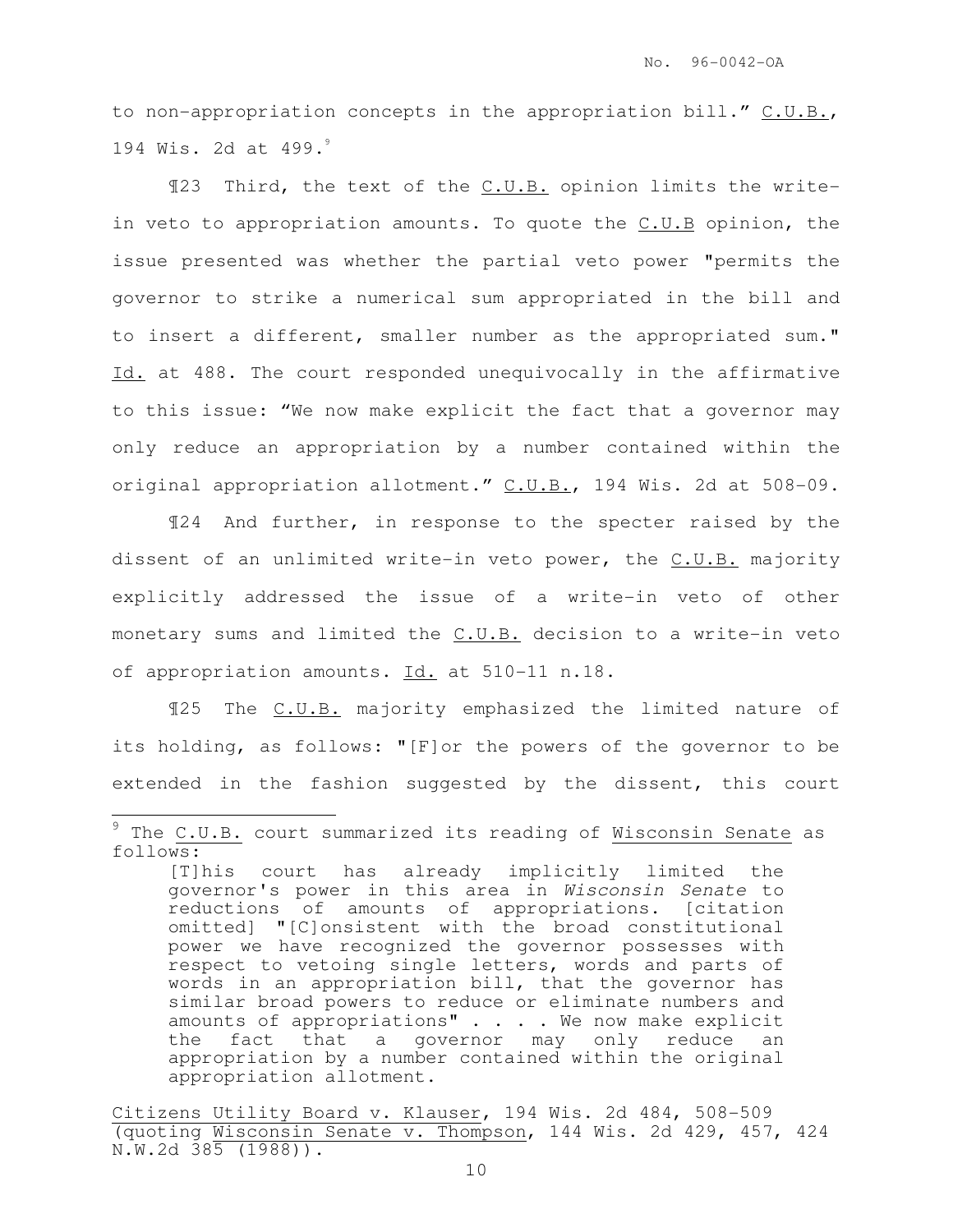to non-appropriation concepts in the appropriation bill." C.U.B., 194 Wis. 2d at 499.[9]

¶23 Third, the text of the C.U.B. opinion limits the write-in veto to appropriation amounts. To quote the C.U.B opinion, the issue presented was whether the partial veto power "permits the governor to strike a numerical sum appropriated in the bill and to insert a different, smaller number as the appropriated sum." Id. at 488. The court responded unequivocally in the affirmative to this issue: "We now make explicit the fact that a governor may only reduce an appropriation by a number contained within the original appropriation allotment." C.U.B., 194 Wis. 2d at 508-09.

¶24 And further, in response to the specter raised by the dissent of an unlimited write-in veto power, the C.U.B. majority explicitly addressed the issue of a write-in veto of other monetary sums and limited the C.U.B. decision to a write-in veto of appropriation amounts. Id. at 510-11 n.18.

¶25 The C.U.B. majority emphasized the limited nature of its holding, as follows: "[F]or the powers of the governor to be extended in the fashion suggested by the dissent, this court

---

[9] The C.U.B. court summarized its reading of Wisconsin Senate as follows:

> [T]his court has already implicitly limited the governor's power in this area in *Wisconsin Senate* to reductions of amounts of appropriations. [citation omitted] "[C]onsistent with the broad constitutional power we have recognized the governor possesses with respect to vetoing single letters, words and parts of words in an appropriation bill, that the governor has similar broad powers to reduce or eliminate numbers and amounts of appropriations" . . . . We now make explicit the fact that a governor may only reduce an appropriation by a number contained within the original appropriation allotment.

Citizens Utility Board v. Klauser, 194 Wis. 2d 484, 508-509 (quoting Wisconsin Senate v. Thompson, 144 Wis. 2d 429, 457, 424 N.W.2d 385 (1988)).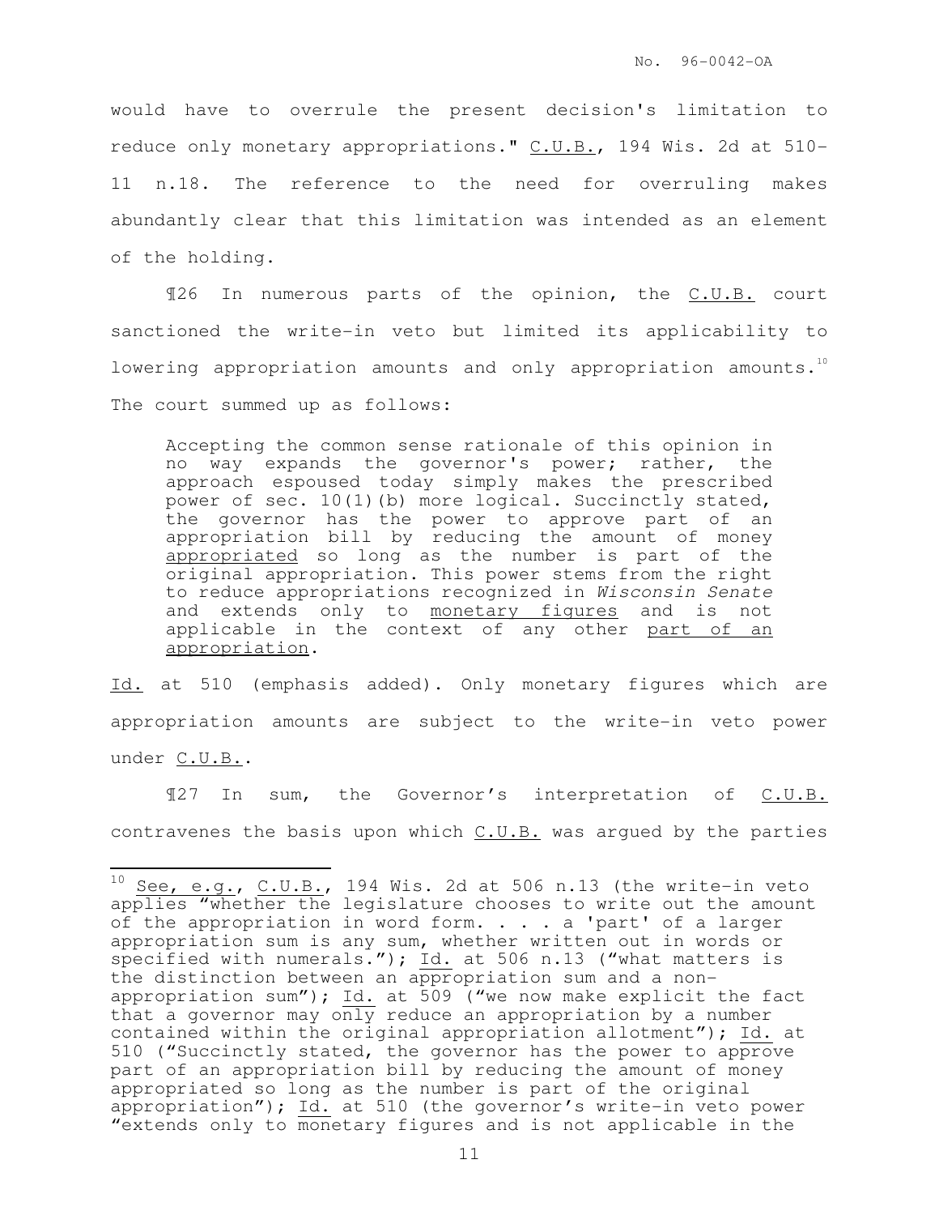would have to overrule the present decision's limitation to reduce only monetary appropriations." C.U.B., 194 Wis. 2d at 510-11 n.18. The reference to the need for overruling makes abundantly clear that this limitation was intended as an element of the holding.

¶26 In numerous parts of the opinion, the C.U.B. court sanctioned the write-in veto but limited its applicability to lowering appropriation amounts and only appropriation amounts.[10] The court summed up as follows:

> Accepting the common sense rationale of this opinion in no way expands the governor's power; rather, the approach espoused today simply makes the prescribed power of sec. 10(1)(b) more logical. Succinctly stated, the governor has the power to approve part of an appropriation bill by reducing the amount of money <u>appropriated</u> so long as the number is part of the original appropriation. This power stems from the right to reduce appropriations recognized in *Wisconsin Senate* and extends only to <u>monetary figures</u> and is not applicable in the context of any other <u>part of an appropriation</u>.

Id. at 510 (emphasis added). Only monetary figures which are appropriation amounts are subject to the write-in veto power under C.U.B..

¶27 In sum, the Governor's interpretation of C.U.B. contravenes the basis upon which C.U.B. was argued by the parties

---

[10] See, e.g., C.U.B., 194 Wis. 2d at 506 n.13 (the write-in veto applies "whether the legislature chooses to write out the amount of the appropriation in word form. . . . a 'part' of a larger appropriation sum is any sum, whether written out in words or specified with numerals."); Id. at 506 n.13 ("what matters is the distinction between an appropriation sum and a non-appropriation sum"); Id. at 509 ("we now make explicit the fact that a governor may only reduce an appropriation by a number contained within the original appropriation allotment"); Id. at 510 ("Succinctly stated, the governor has the power to approve part of an appropriation bill by reducing the amount of money appropriated so long as the number is part of the original appropriation"); Id. at 510 (the governor's write-in veto power "extends only to monetary figures and is not applicable in the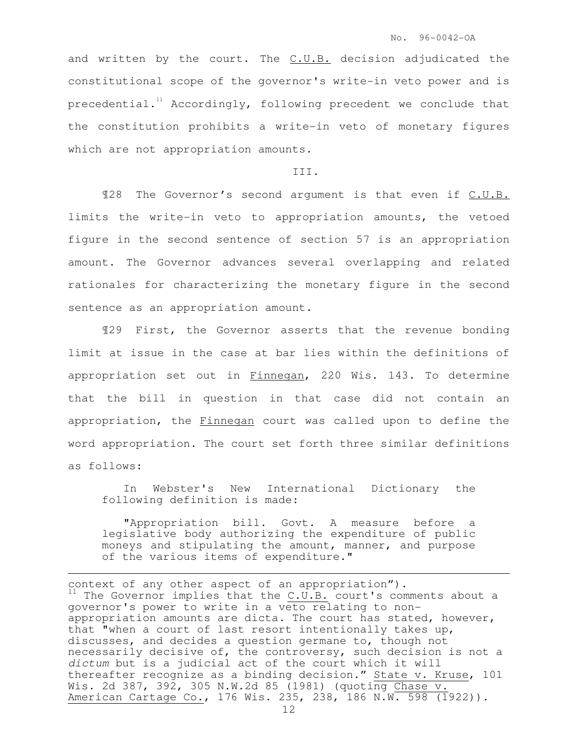and written by the court. The C.U.B. decision adjudicated the constitutional scope of the governor's write-in veto power and is precedential.[11] Accordingly, following precedent we conclude that the constitution prohibits a write-in veto of monetary figures which are not appropriation amounts.

## III.

¶28 The Governor's second argument is that even if C.U.B. limits the write-in veto to appropriation amounts, the vetoed figure in the second sentence of section 57 is an appropriation amount. The Governor advances several overlapping and related rationales for characterizing the monetary figure in the second sentence as an appropriation amount.

¶29 First, the Governor asserts that the revenue bonding limit at issue in the case at bar lies within the definitions of appropriation set out in Finnegan, 220 Wis. 143. To determine that the bill in question in that case did not contain an appropriation, the Finnegan court was called upon to define the word appropriation. The court set forth three similar definitions as follows:

> In Webster's New International Dictionary the following definition is made:
>
> "Appropriation bill. Govt. A measure before a legislative body authorizing the expenditure of public moneys and stipulating the amount, manner, and purpose of the various items of expenditure."

---

context of any other aspect of an appropriation").

[11] The Governor implies that the C.U.B. court's comments about a governor's power to write in a veto relating to non-appropriation amounts are dicta. The court has stated, however, that "when a court of last resort intentionally takes up, discusses, and decides a question germane to, though not necessarily decisive of, the controversy, such decision is not a *dictum* but is a judicial act of the court which it will thereafter recognize as a binding decision." State v. Kruse, 101 Wis. 2d 387, 392, 305 N.W.2d 85 (1981) (quoting Chase v. American Cartage Co., 176 Wis. 235, 238, 186 N.W. 598 (1922)).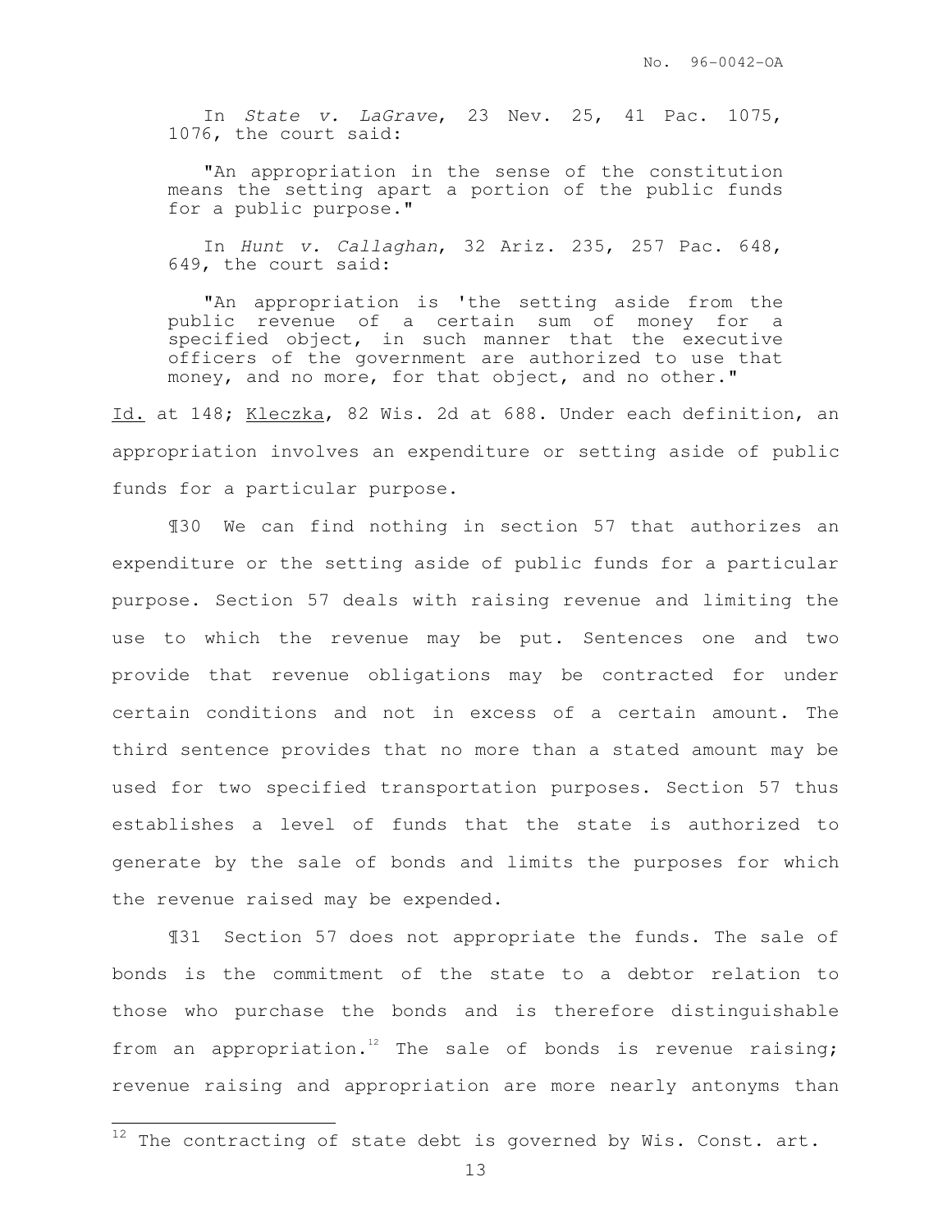In *State v. LaGrave*, 23 Nev. 25, 41 Pac. 1075, 1076, the court said:

> "An appropriation in the sense of the constitution means the setting apart a portion of the public funds for a public purpose."

In *Hunt v. Callaghan*, 32 Ariz. 235, 257 Pac. 648, 649, the court said:

> "An appropriation is 'the setting aside from the public revenue of a certain sum of money for a specified object, in such manner that the executive officers of the government are authorized to use that money, and no more, for that object, and no other."

Id. at 148; Kleczka, 82 Wis. 2d at 688. Under each definition, an appropriation involves an expenditure or setting aside of public funds for a particular purpose.

¶30 We can find nothing in section 57 that authorizes an expenditure or the setting aside of public funds for a particular purpose. Section 57 deals with raising revenue and limiting the use to which the revenue may be put. Sentences one and two provide that revenue obligations may be contracted for under certain conditions and not in excess of a certain amount. The third sentence provides that no more than a stated amount may be used for two specified transportation purposes. Section 57 thus establishes a level of funds that the state is authorized to generate by the sale of bonds and limits the purposes for which the revenue raised may be expended.

¶31 Section 57 does not appropriate the funds. The sale of bonds is the commitment of the state to a debtor relation to those who purchase the bonds and is therefore distinguishable from an appropriation.[12] The sale of bonds is revenue raising; revenue raising and appropriation are more nearly antonyms than

[12] The contracting of state debt is governed by Wis. Const. art.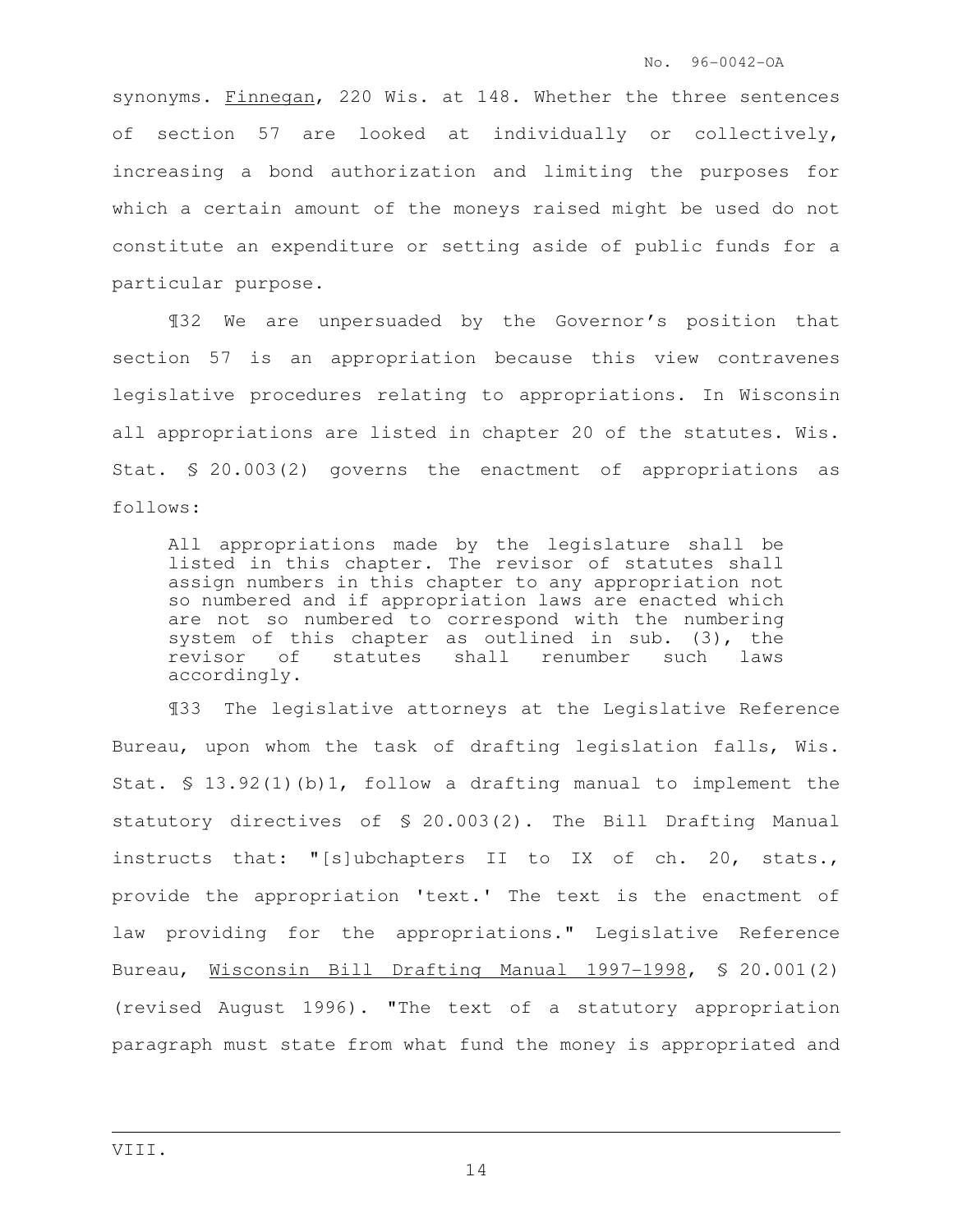synonyms. Finnegan, 220 Wis. at 148. Whether the three sentences of section 57 are looked at individually or collectively, increasing a bond authorization and limiting the purposes for which a certain amount of the moneys raised might be used do not constitute an expenditure or setting aside of public funds for a particular purpose.

¶32 We are unpersuaded by the Governor's position that section 57 is an appropriation because this view contravenes legislative procedures relating to appropriations. In Wisconsin all appropriations are listed in chapter 20 of the statutes. Wis. Stat. § 20.003(2) governs the enactment of appropriations as follows:

> All appropriations made by the legislature shall be listed in this chapter. The revisor of statutes shall assign numbers in this chapter to any appropriation not so numbered and if appropriation laws are enacted which are not so numbered to correspond with the numbering system of this chapter as outlined in sub. (3), the revisor of statutes shall renumber such laws accordingly.

¶33 The legislative attorneys at the Legislative Reference Bureau, upon whom the task of drafting legislation falls, Wis. Stat. § 13.92(1)(b)1, follow a drafting manual to implement the statutory directives of § 20.003(2). The Bill Drafting Manual instructs that: "[s]ubchapters II to IX of ch. 20, stats., provide the appropriation 'text.' The text is the enactment of law providing for the appropriations." Legislative Reference Bureau, Wisconsin Bill Drafting Manual 1997-1998, § 20.001(2) (revised August 1996). "The text of a statutory appropriation paragraph must state from what fund the money is appropriated and

---

VIII.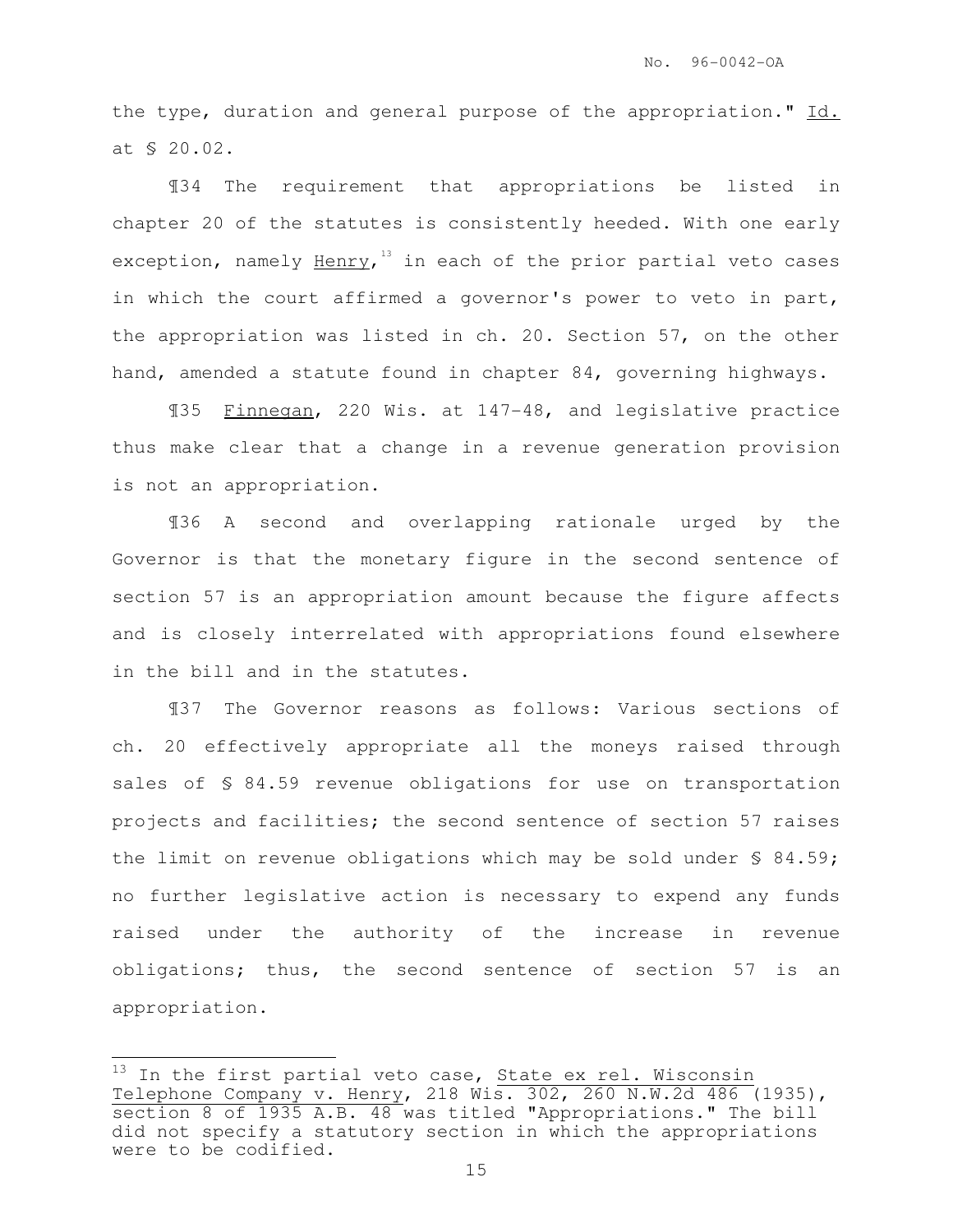the type, duration and general purpose of the appropriation." Id. at § 20.02.

¶34 The requirement that appropriations be listed in chapter 20 of the statutes is consistently heeded. With one early exception, namely Henry,[13] in each of the prior partial veto cases in which the court affirmed a governor's power to veto in part, the appropriation was listed in ch. 20. Section 57, on the other hand, amended a statute found in chapter 84, governing highways.

¶35 Finnegan, 220 Wis. at 147-48, and legislative practice thus make clear that a change in a revenue generation provision is not an appropriation.

¶36 A second and overlapping rationale urged by the Governor is that the monetary figure in the second sentence of section 57 is an appropriation amount because the figure affects and is closely interrelated with appropriations found elsewhere in the bill and in the statutes.

¶37 The Governor reasons as follows: Various sections of ch. 20 effectively appropriate all the moneys raised through sales of § 84.59 revenue obligations for use on transportation projects and facilities; the second sentence of section 57 raises the limit on revenue obligations which may be sold under § 84.59; no further legislative action is necessary to expend any funds raised under the authority of the increase in revenue obligations; thus, the second sentence of section 57 is an appropriation.

---

[13] In the first partial veto case, State ex rel. Wisconsin Telephone Company v. Henry, 218 Wis. 302, 260 N.W.2d 486 (1935), section 8 of 1935 A.B. 48 was titled "Appropriations." The bill did not specify a statutory section in which the appropriations were to be codified.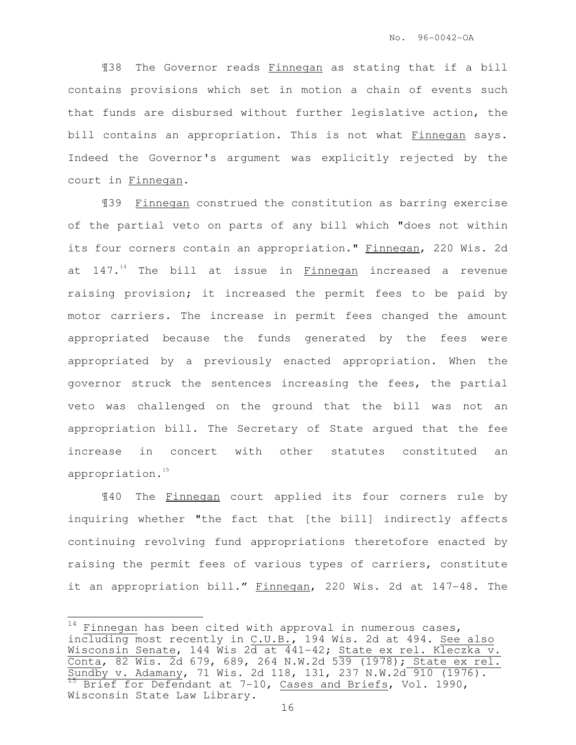¶38 The Governor reads Finnegan as stating that if a bill contains provisions which set in motion a chain of events such that funds are disbursed without further legislative action, the bill contains an appropriation. This is not what Finnegan says. Indeed the Governor's argument was explicitly rejected by the court in Finnegan.

¶39 Finnegan construed the constitution as barring exercise of the partial veto on parts of any bill which "does not within its four corners contain an appropriation." Finnegan, 220 Wis. 2d at 147.[14] The bill at issue in Finnegan increased a revenue raising provision; it increased the permit fees to be paid by motor carriers. The increase in permit fees changed the amount appropriated because the funds generated by the fees were appropriated by a previously enacted appropriation. When the governor struck the sentences increasing the fees, the partial veto was challenged on the ground that the bill was not an appropriation bill. The Secretary of State argued that the fee increase in concert with other statutes constituted an appropriation.[15]

¶40 The Finnegan court applied its four corners rule by inquiring whether "the fact that [the bill] indirectly affects continuing revolving fund appropriations theretofore enacted by raising the permit fees of various types of carriers, constitute it an appropriation bill." Finnegan, 220 Wis. 2d at 147-48. The

---

[14] Finnegan has been cited with approval in numerous cases, including most recently in C.U.B., 194 Wis. 2d at 494. See also Wisconsin Senate, 144 Wis 2d at 441-42; State ex rel. Kleczka v. Conta, 82 Wis. 2d 679, 689, 264 N.W.2d 539 (1978); State ex rel. Sundby v. Adamany, 71 Wis. 2d 118, 131, 237 N.W.2d 910 (1976).

[15] Brief for Defendant at 7-10, Cases and Briefs, Vol. 1990, Wisconsin State Law Library.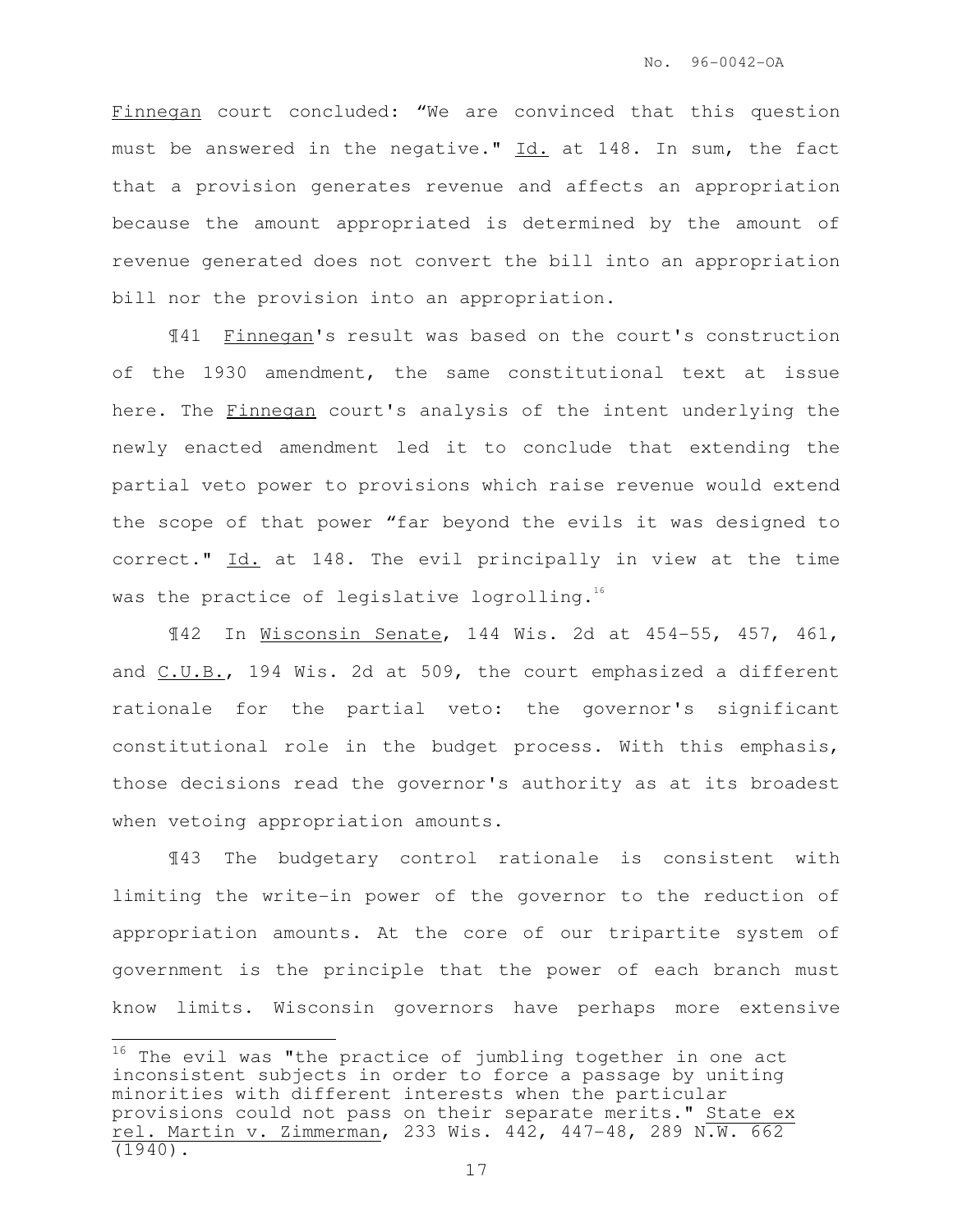Finnegan court concluded: "We are convinced that this question must be answered in the negative." Id. at 148. In sum, the fact that a provision generates revenue and affects an appropriation because the amount appropriated is determined by the amount of revenue generated does not convert the bill into an appropriation bill nor the provision into an appropriation.

¶41 Finnegan's result was based on the court's construction of the 1930 amendment, the same constitutional text at issue here. The Finnegan court's analysis of the intent underlying the newly enacted amendment led it to conclude that extending the partial veto power to provisions which raise revenue would extend the scope of that power "far beyond the evils it was designed to correct." Id. at 148. The evil principally in view at the time was the practice of legislative logrolling.[16]

¶42 In Wisconsin Senate, 144 Wis. 2d at 454-55, 457, 461, and C.U.B., 194 Wis. 2d at 509, the court emphasized a different rationale for the partial veto: the governor's significant constitutional role in the budget process. With this emphasis, those decisions read the governor's authority as at its broadest when vetoing appropriation amounts.

¶43 The budgetary control rationale is consistent with limiting the write-in power of the governor to the reduction of appropriation amounts. At the core of our tripartite system of government is the principle that the power of each branch must know limits. Wisconsin governors have perhaps more extensive

---

[16] The evil was "the practice of jumbling together in one act inconsistent subjects in order to force a passage by uniting minorities with different interests when the particular provisions could not pass on their separate merits." State ex rel. Martin v. Zimmerman, 233 Wis. 442, 447-48, 289 N.W. 662 (1940).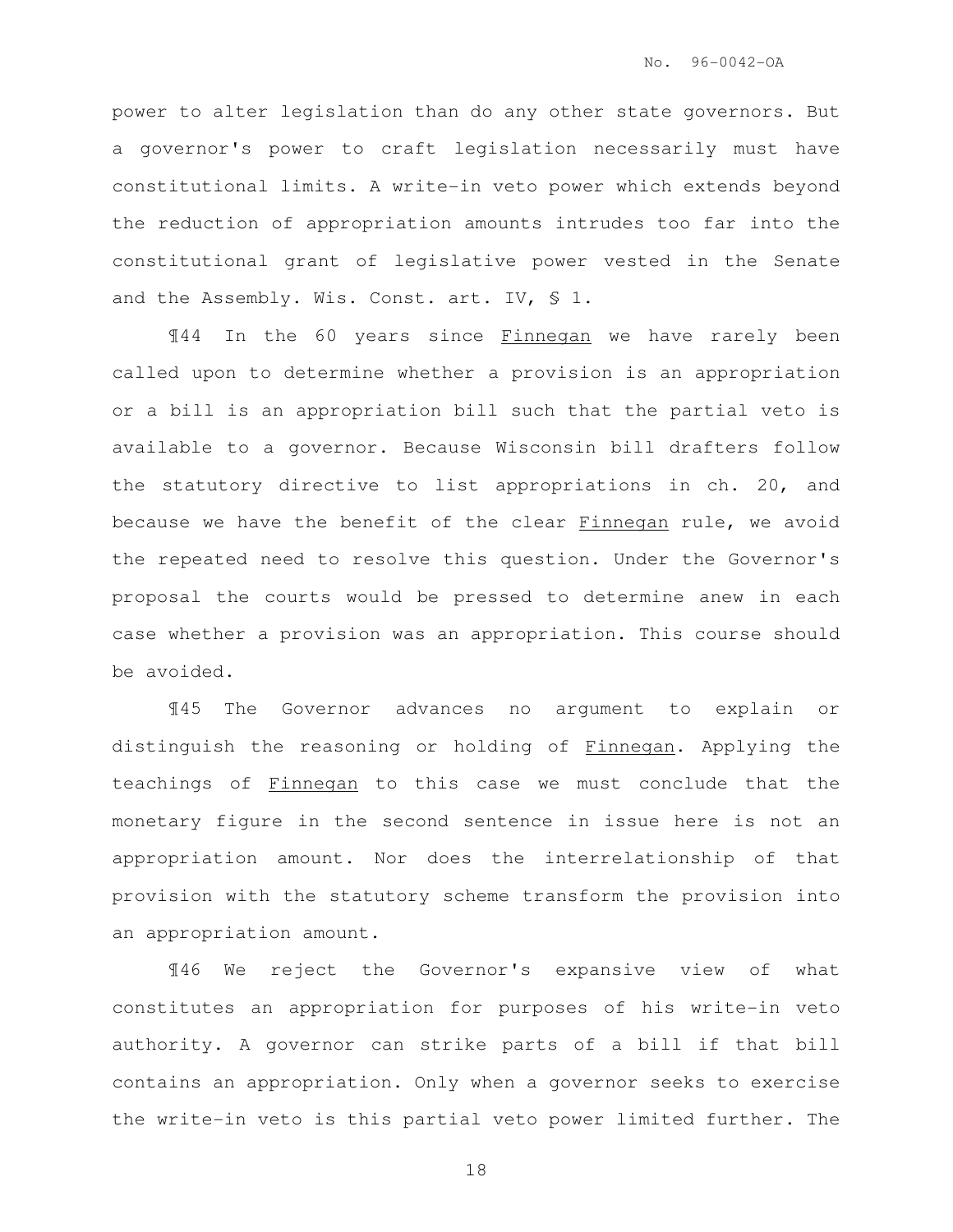power to alter legislation than do any other state governors. But a governor's power to craft legislation necessarily must have constitutional limits. A write-in veto power which extends beyond the reduction of appropriation amounts intrudes too far into the constitutional grant of legislative power vested in the Senate and the Assembly. Wis. Const. art. IV, § 1.

¶44 In the 60 years since Finnegan we have rarely been called upon to determine whether a provision is an appropriation or a bill is an appropriation bill such that the partial veto is available to a governor. Because Wisconsin bill drafters follow the statutory directive to list appropriations in ch. 20, and because we have the benefit of the clear Finnegan rule, we avoid the repeated need to resolve this question. Under the Governor's proposal the courts would be pressed to determine anew in each case whether a provision was an appropriation. This course should be avoided.

¶45 The Governor advances no argument to explain or distinguish the reasoning or holding of Finnegan. Applying the teachings of Finnegan to this case we must conclude that the monetary figure in the second sentence in issue here is not an appropriation amount. Nor does the interrelationship of that provision with the statutory scheme transform the provision into an appropriation amount.

¶46 We reject the Governor's expansive view of what constitutes an appropriation for purposes of his write-in veto authority. A governor can strike parts of a bill if that bill contains an appropriation. Only when a governor seeks to exercise the write-in veto is this partial veto power limited further. The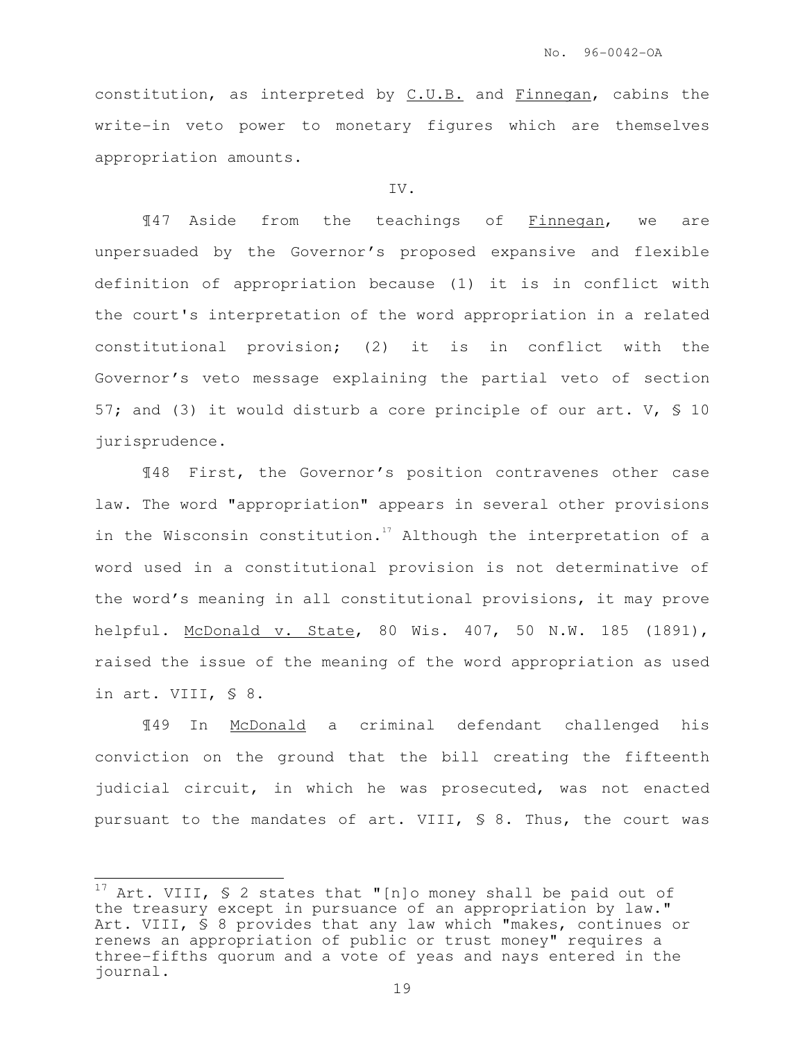constitution, as interpreted by C.U.B. and Finnegan, cabins the write-in veto power to monetary figures which are themselves appropriation amounts.

IV.

¶47 Aside from the teachings of Finnegan, we are unpersuaded by the Governor's proposed expansive and flexible definition of appropriation because (1) it is in conflict with the court's interpretation of the word appropriation in a related constitutional provision; (2) it is in conflict with the Governor's veto message explaining the partial veto of section 57; and (3) it would disturb a core principle of our art. V, § 10 jurisprudence.

¶48 First, the Governor's position contravenes other case law. The word "appropriation" appears in several other provisions in the Wisconsin constitution.[17] Although the interpretation of a word used in a constitutional provision is not determinative of the word's meaning in all constitutional provisions, it may prove helpful. McDonald v. State, 80 Wis. 407, 50 N.W. 185 (1891), raised the issue of the meaning of the word appropriation as used in art. VIII, § 8.

¶49 In McDonald a criminal defendant challenged his conviction on the ground that the bill creating the fifteenth judicial circuit, in which he was prosecuted, was not enacted pursuant to the mandates of art. VIII, § 8. Thus, the court was

---

[17] Art. VIII, § 2 states that "[n]o money shall be paid out of the treasury except in pursuance of an appropriation by law." Art. VIII, § 8 provides that any law which "makes, continues or renews an appropriation of public or trust money" requires a three-fifths quorum and a vote of yeas and nays entered in the journal.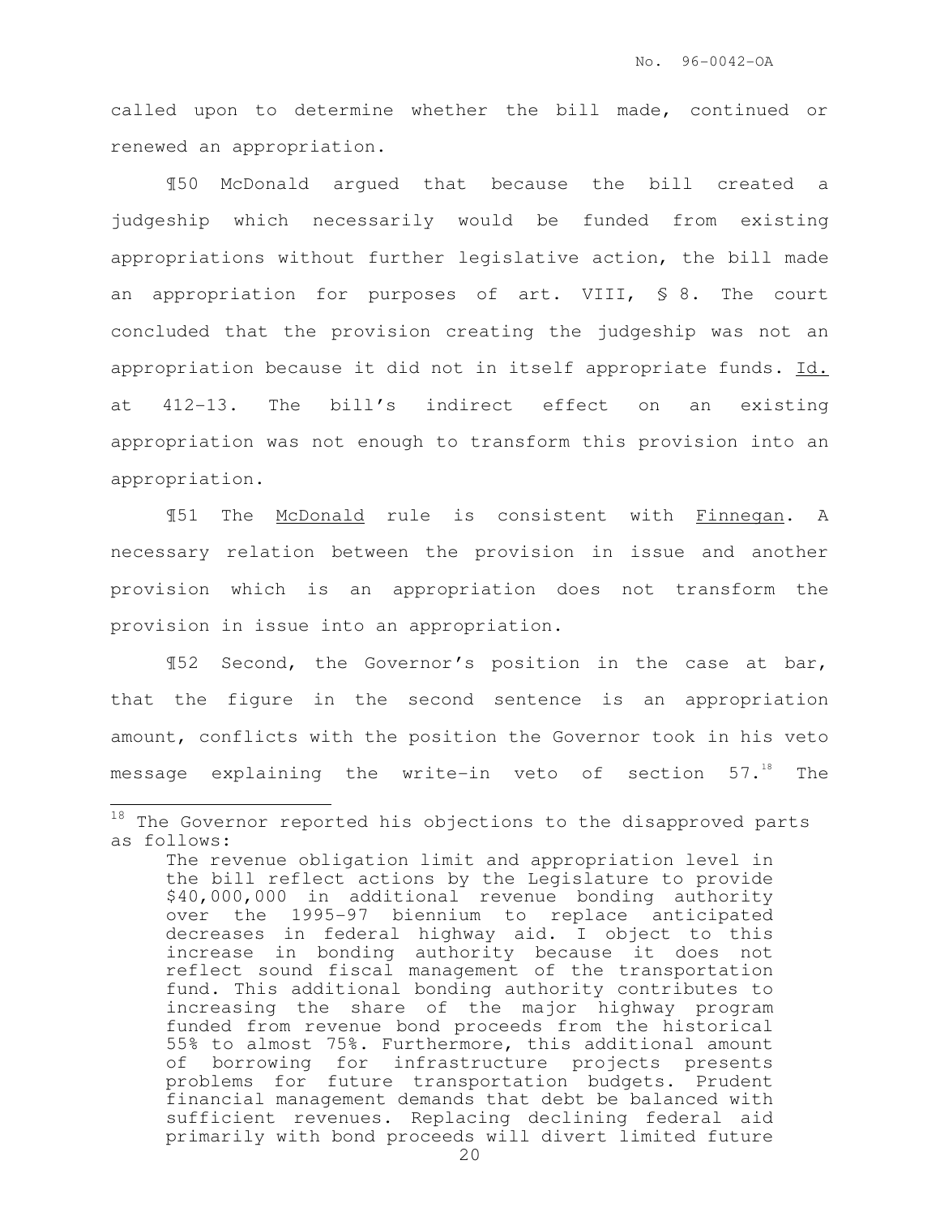called upon to determine whether the bill made, continued or renewed an appropriation.

¶50 McDonald argued that because the bill created a judgeship which necessarily would be funded from existing appropriations without further legislative action, the bill made an appropriation for purposes of art. VIII, § 8. The court concluded that the provision creating the judgeship was not an appropriation because it did not in itself appropriate funds. Id. at 412-13. The bill's indirect effect on an existing appropriation was not enough to transform this provision into an appropriation.

¶51 The McDonald rule is consistent with Finnegan. A necessary relation between the provision in issue and another provision which is an appropriation does not transform the provision in issue into an appropriation.

¶52 Second, the Governor's position in the case at bar, that the figure in the second sentence is an appropriation amount, conflicts with the position the Governor took in his veto message explaining the write-in veto of section 57.[18] The

---

[18] The Governor reported his objections to the disapproved parts as follows:

> The revenue obligation limit and appropriation level in the bill reflect actions by the Legislature to provide $40,000,000 in additional revenue bonding authority over the 1995-97 biennium to replace anticipated decreases in federal highway aid. I object to this increase in bonding authority because it does not reflect sound fiscal management of the transportation fund. This additional bonding authority contributes to increasing the share of the major highway program funded from revenue bond proceeds from the historical 55% to almost 75%. Furthermore, this additional amount of borrowing for infrastructure projects presents problems for future transportation budgets. Prudent financial management demands that debt be balanced with sufficient revenues. Replacing declining federal aid primarily with bond proceeds will divert limited future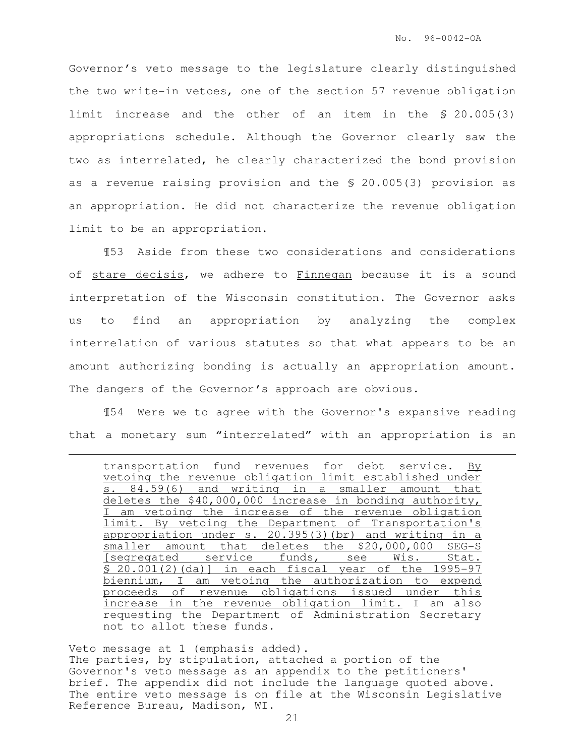Governor's veto message to the legislature clearly distinguished the two write-in vetoes, one of the section 57 revenue obligation limit increase and the other of an item in the § 20.005(3) appropriations schedule. Although the Governor clearly saw the two as interrelated, he clearly characterized the bond provision as a revenue raising provision and the § 20.005(3) provision as an appropriation. He did not characterize the revenue obligation limit to be an appropriation.

¶53 Aside from these two considerations and considerations of stare decisis, we adhere to Finnegan because it is a sound interpretation of the Wisconsin constitution. The Governor asks us to find an appropriation by analyzing the complex interrelation of various statutes so that what appears to be an amount authorizing bonding is actually an appropriation amount. The dangers of the Governor's approach are obvious.

¶54 Were we to agree with the Governor's expansive reading that a monetary sum "interrelated" with an appropriation is an

---

> transportation fund revenues for debt service. By vetoing the revenue obligation limit established under s. 84.59(6) and writing in a smaller amount that deletes the $40,000,000 increase in bonding authority, I am vetoing the increase of the revenue obligation limit. By vetoing the Department of Transportation's appropriation under s. 20.395(3)(br) and writing in a smaller amount that deletes the $20,000,000 SEG-S [segregated service funds, see Wis. Stat. § 20.001(2)(da)] in each fiscal year of the 1995-97 biennium, I am vetoing the authorization to expend proceeds of revenue obligations issued under this increase in the revenue obligation limit. I am also requesting the Department of Administration Secretary not to allot these funds.

Veto message at 1 (emphasis added).
The parties, by stipulation, attached a portion of the Governor's veto message as an appendix to the petitioners' brief. The appendix did not include the language quoted above. The entire veto message is on file at the Wisconsin Legislative Reference Bureau, Madison, WI.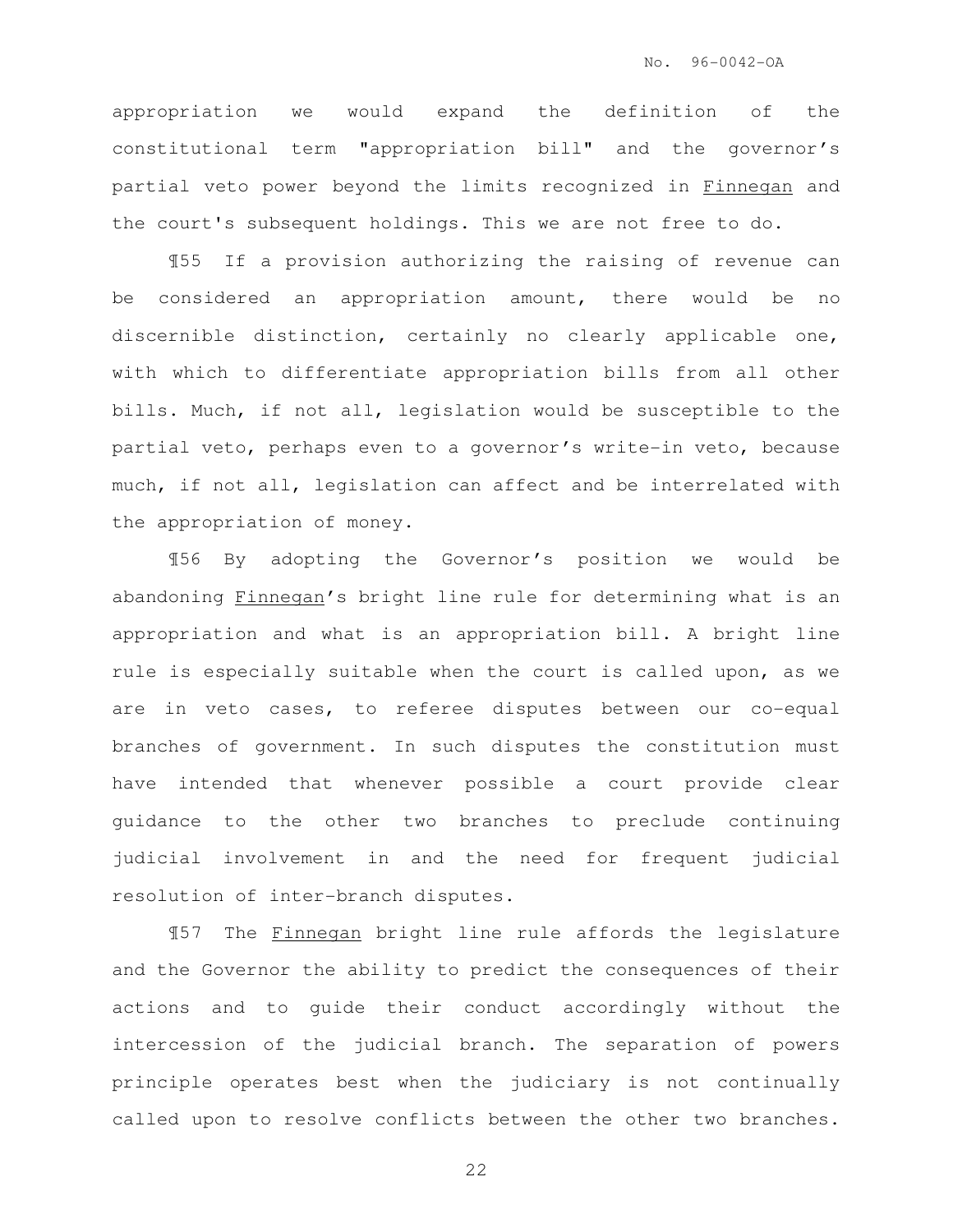appropriation we would expand the definition of the constitutional term "appropriation bill" and the governor's partial veto power beyond the limits recognized in Finnegan and the court's subsequent holdings. This we are not free to do.

¶55 If a provision authorizing the raising of revenue can be considered an appropriation amount, there would be no discernible distinction, certainly no clearly applicable one, with which to differentiate appropriation bills from all other bills. Much, if not all, legislation would be susceptible to the partial veto, perhaps even to a governor's write-in veto, because much, if not all, legislation can affect and be interrelated with the appropriation of money.

¶56 By adopting the Governor's position we would be abandoning Finnegan's bright line rule for determining what is an appropriation and what is an appropriation bill. A bright line rule is especially suitable when the court is called upon, as we are in veto cases, to referee disputes between our co-equal branches of government. In such disputes the constitution must have intended that whenever possible a court provide clear guidance to the other two branches to preclude continuing judicial involvement in and the need for frequent judicial resolution of inter-branch disputes.

¶57 The Finnegan bright line rule affords the legislature and the Governor the ability to predict the consequences of their actions and to guide their conduct accordingly without the intercession of the judicial branch. The separation of powers principle operates best when the judiciary is not continually called upon to resolve conflicts between the other two branches.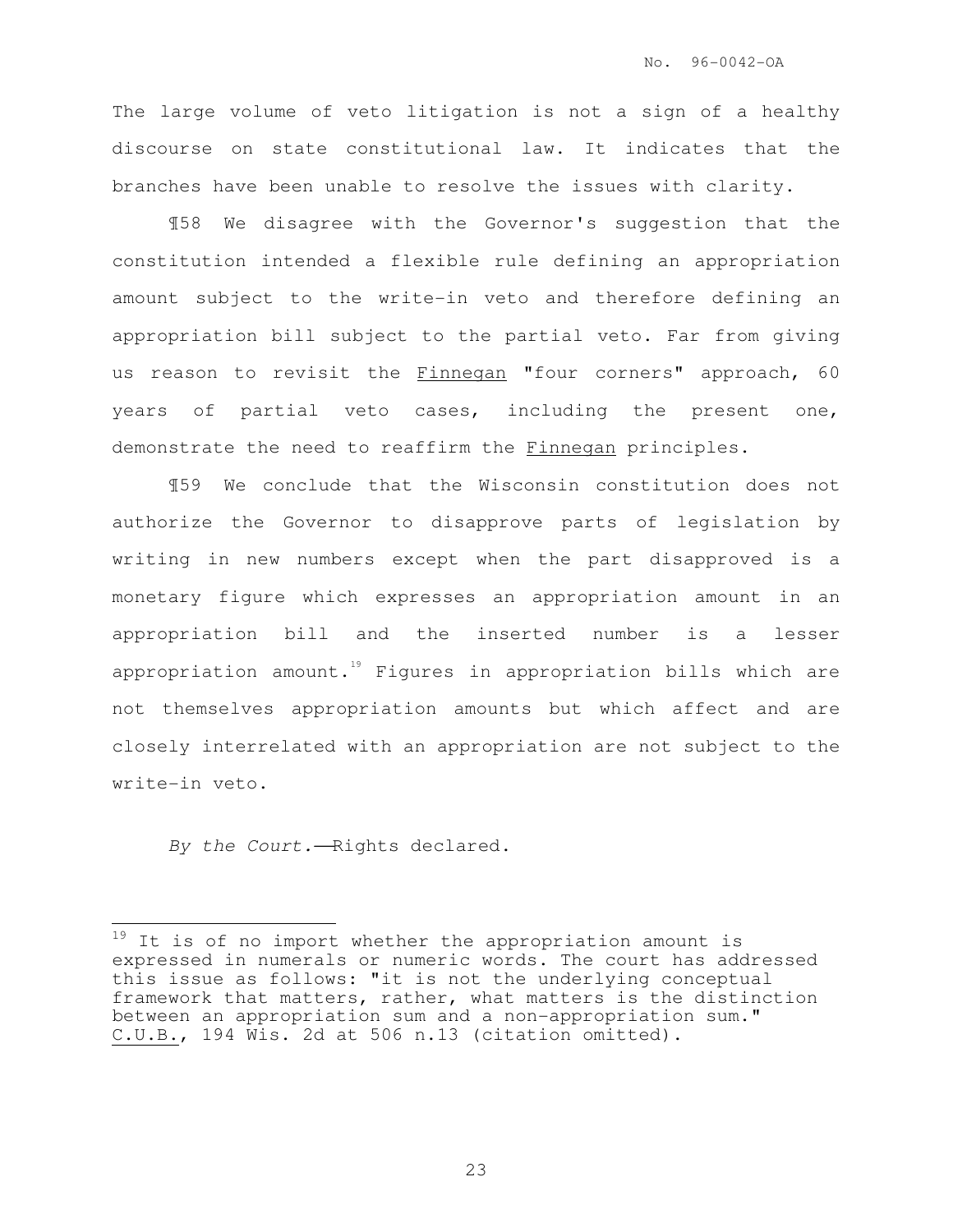The large volume of veto litigation is not a sign of a healthy discourse on state constitutional law. It indicates that the branches have been unable to resolve the issues with clarity.

¶58 We disagree with the Governor's suggestion that the constitution intended a flexible rule defining an appropriation amount subject to the write-in veto and therefore defining an appropriation bill subject to the partial veto. Far from giving us reason to revisit the Finnegan "four corners" approach, 60 years of partial veto cases, including the present one, demonstrate the need to reaffirm the Finnegan principles.

¶59 We conclude that the Wisconsin constitution does not authorize the Governor to disapprove parts of legislation by writing in new numbers except when the part disapproved is a monetary figure which expresses an appropriation amount in an appropriation bill and the inserted number is a lesser appropriation amount.[19] Figures in appropriation bills which are not themselves appropriation amounts but which affect and are closely interrelated with an appropriation are not subject to the write-in veto.

*By the Court.*—Rights declared.

---

[19] It is of no import whether the appropriation amount is expressed in numerals or numeric words. The court has addressed this issue as follows: "it is not the underlying conceptual framework that matters, rather, what matters is the distinction between an appropriation sum and a non-appropriation sum." C.U.B., 194 Wis. 2d at 506 n.13 (citation omitted).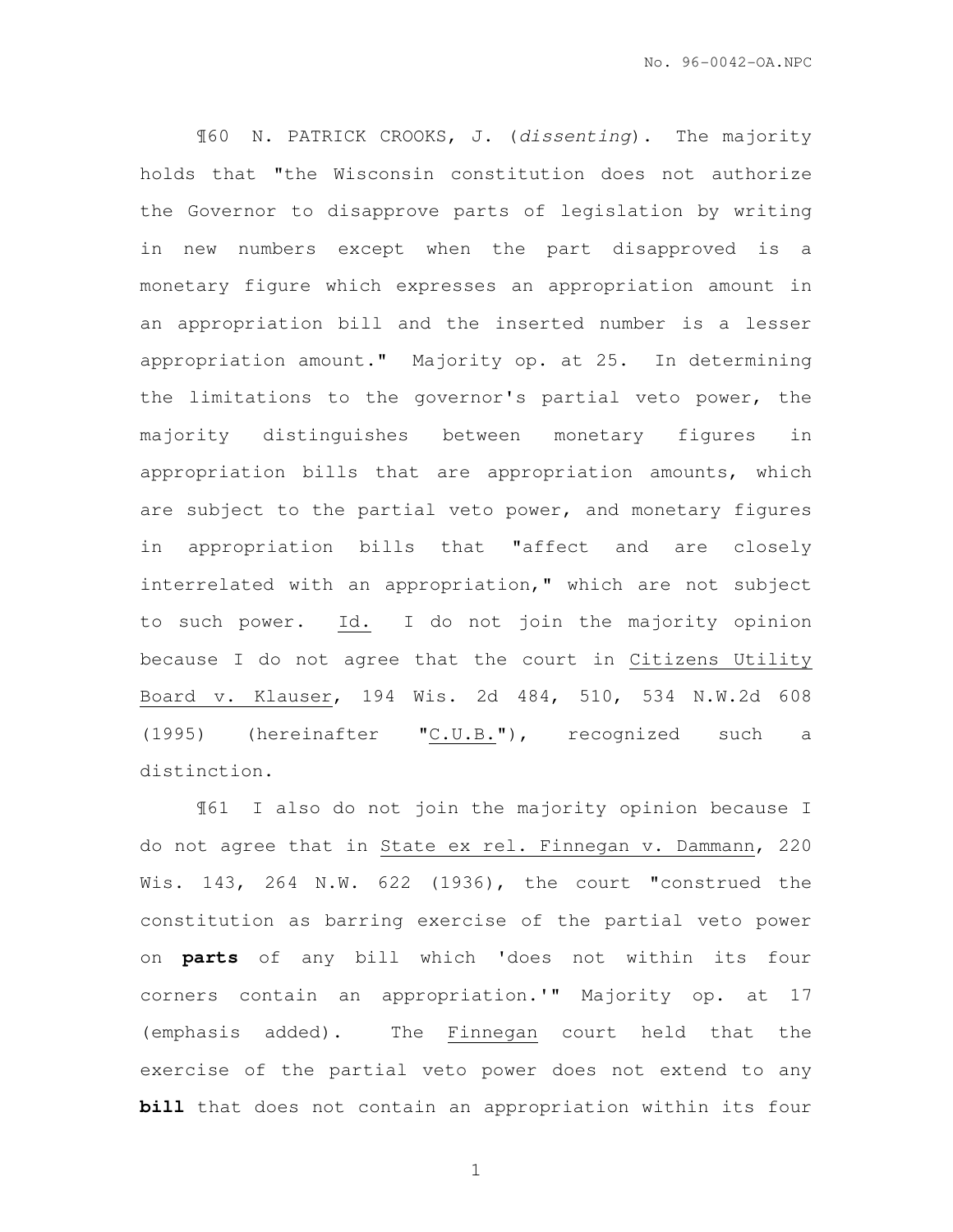¶60 N. PATRICK CROOKS, J. (*dissenting*). The majority holds that "the Wisconsin constitution does not authorize the Governor to disapprove parts of legislation by writing in new numbers except when the part disapproved is a monetary figure which expresses an appropriation amount in an appropriation bill and the inserted number is a lesser appropriation amount." Majority op. at 25. In determining the limitations to the governor's partial veto power, the majority distinguishes between monetary figures in appropriation bills that are appropriation amounts, which are subject to the partial veto power, and monetary figures in appropriation bills that "affect and are closely interrelated with an appropriation," which are not subject to such power. Id. I do not join the majority opinion because I do not agree that the court in Citizens Utility Board v. Klauser, 194 Wis. 2d 484, 510, 534 N.W.2d 608 (1995) (hereinafter "C.U.B."), recognized such a distinction.

¶61 I also do not join the majority opinion because I do not agree that in State ex rel. Finnegan v. Dammann, 220 Wis. 143, 264 N.W. 622 (1936), the court "construed the constitution as barring exercise of the partial veto power on **parts** of any bill which 'does not within its four corners contain an appropriation.'" Majority op. at 17 (emphasis added). The Finnegan court held that the exercise of the partial veto power does not extend to any **bill** that does not contain an appropriation within its four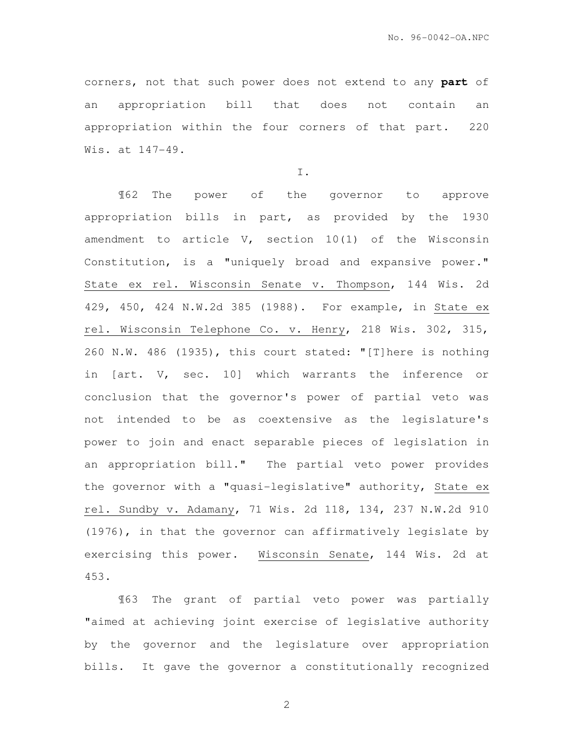corners, not that such power does not extend to any **part** of an appropriation bill that does not contain an appropriation within the four corners of that part. 220 Wis. at 147-49.

I.

¶62 The power of the governor to approve appropriation bills in part, as provided by the 1930 amendment to article V, section 10(1) of the Wisconsin Constitution, is a "uniquely broad and expansive power." State ex rel. Wisconsin Senate v. Thompson, 144 Wis. 2d 429, 450, 424 N.W.2d 385 (1988). For example, in State ex rel. Wisconsin Telephone Co. v. Henry, 218 Wis. 302, 315, 260 N.W. 486 (1935), this court stated: "[T]here is nothing in [art. V, sec. 10] which warrants the inference or conclusion that the governor's power of partial veto was not intended to be as coextensive as the legislature's power to join and enact separable pieces of legislation in an appropriation bill." The partial veto power provides the governor with a "quasi-legislative" authority, State ex rel. Sundby v. Adamany, 71 Wis. 2d 118, 134, 237 N.W.2d 910 (1976), in that the governor can affirmatively legislate by exercising this power. Wisconsin Senate, 144 Wis. 2d at 453.

¶63 The grant of partial veto power was partially "aimed at achieving joint exercise of legislative authority by the governor and the legislature over appropriation bills. It gave the governor a constitutionally recognized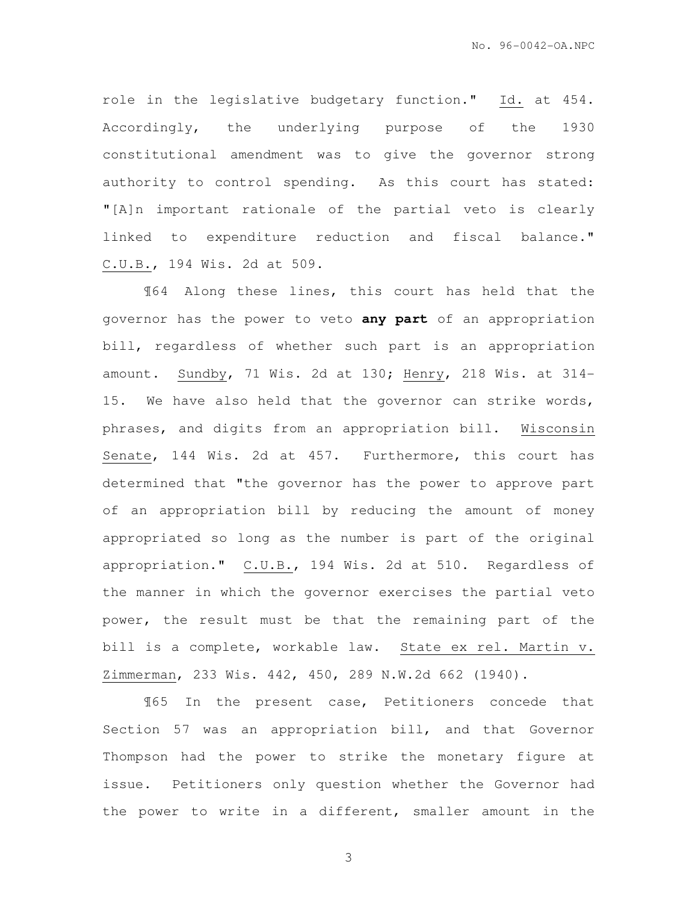role in the legislative budgetary function." Id. at 454. Accordingly, the underlying purpose of the 1930 constitutional amendment was to give the governor strong authority to control spending. As this court has stated: "[A]n important rationale of the partial veto is clearly linked to expenditure reduction and fiscal balance." C.U.B., 194 Wis. 2d at 509.

¶64 Along these lines, this court has held that the governor has the power to veto **any part** of an appropriation bill, regardless of whether such part is an appropriation amount. Sundby, 71 Wis. 2d at 130; Henry, 218 Wis. at 314-15. We have also held that the governor can strike words, phrases, and digits from an appropriation bill. Wisconsin Senate, 144 Wis. 2d at 457. Furthermore, this court has determined that "the governor has the power to approve part of an appropriation bill by reducing the amount of money appropriated so long as the number is part of the original appropriation." C.U.B., 194 Wis. 2d at 510. Regardless of the manner in which the governor exercises the partial veto power, the result must be that the remaining part of the bill is a complete, workable law. State ex rel. Martin v. Zimmerman, 233 Wis. 442, 450, 289 N.W.2d 662 (1940).

¶65 In the present case, Petitioners concede that Section 57 was an appropriation bill, and that Governor Thompson had the power to strike the monetary figure at issue. Petitioners only question whether the Governor had the power to write in a different, smaller amount in the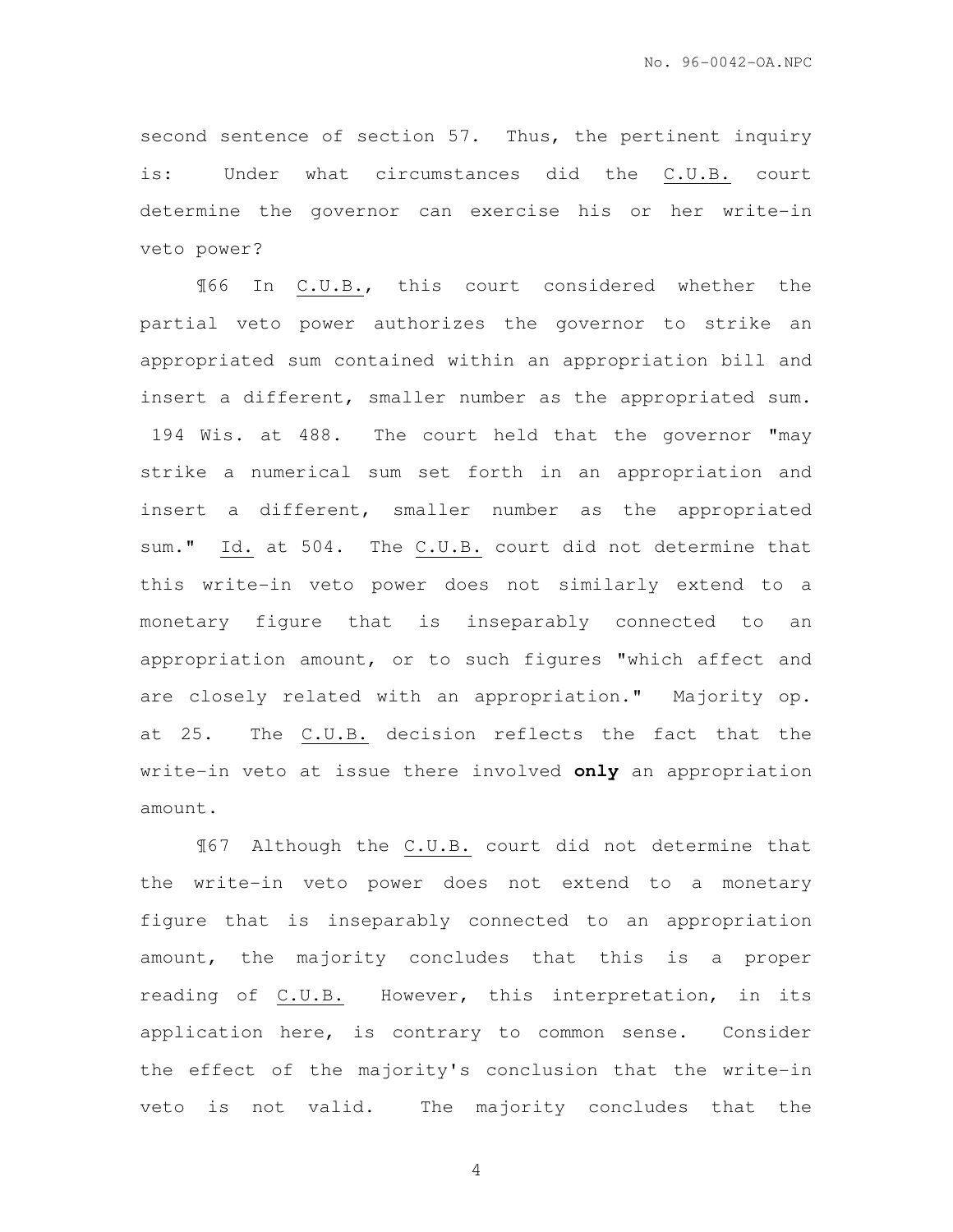second sentence of section 57. Thus, the pertinent inquiry is: Under what circumstances did the C.U.B. court determine the governor can exercise his or her write-in veto power?

¶66 In C.U.B., this court considered whether the partial veto power authorizes the governor to strike an appropriated sum contained within an appropriation bill and insert a different, smaller number as the appropriated sum. 194 Wis. at 488. The court held that the governor "may strike a numerical sum set forth in an appropriation and insert a different, smaller number as the appropriated sum." Id. at 504. The C.U.B. court did not determine that this write-in veto power does not similarly extend to a monetary figure that is inseparably connected to an appropriation amount, or to such figures "which affect and are closely related with an appropriation." Majority op. at 25. The C.U.B. decision reflects the fact that the write-in veto at issue there involved **only** an appropriation amount.

¶67 Although the C.U.B. court did not determine that the write-in veto power does not extend to a monetary figure that is inseparably connected to an appropriation amount, the majority concludes that this is a proper reading of C.U.B. However, this interpretation, in its application here, is contrary to common sense. Consider the effect of the majority's conclusion that the write-in veto is not valid. The majority concludes that the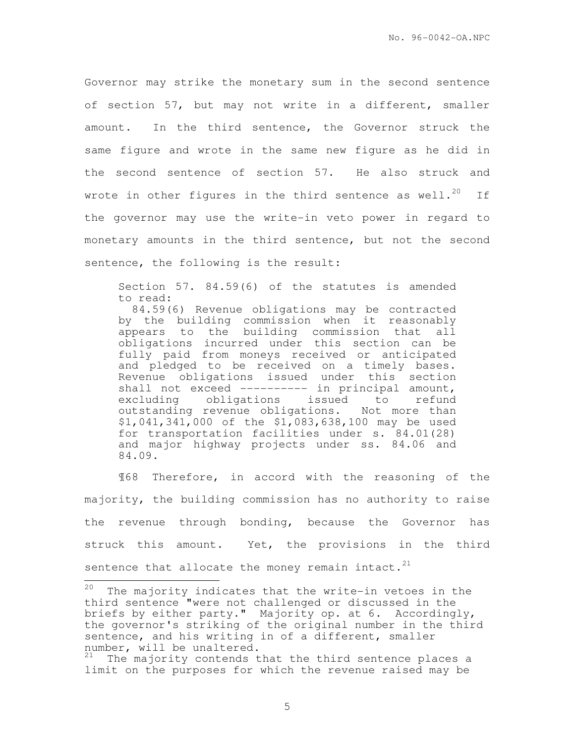Governor may strike the monetary sum in the second sentence of section 57, but may not write in a different, smaller amount. In the third sentence, the Governor struck the same figure and wrote in the same new figure as he did in the second sentence of section 57. He also struck and wrote in other figures in the third sentence as well.[20] If the governor may use the write-in veto power in regard to monetary amounts in the third sentence, but not the second sentence, the following is the result:

> Section 57. 84.59(6) of the statutes is amended to read:
>
> 84.59(6) Revenue obligations may be contracted by the building commission when it reasonably appears to the building commission that all obligations incurred under this section can be fully paid from moneys received or anticipated and pledged to be received on a timely bases. Revenue obligations issued under this section shall not exceed ---------- in principal amount, excluding obligations issued to refund outstanding revenue obligations. Not more than $1,041,341,000 of the $1,083,638,100 may be used for transportation facilities under s. 84.01(28) and major highway projects under ss. 84.06 and 84.09.

¶68 Therefore, in accord with the reasoning of the majority, the building commission has no authority to raise the revenue through bonding, because the Governor has struck this amount. Yet, the provisions in the third sentence that allocate the money remain intact.[21]

---

[20] The majority indicates that the write-in vetoes in the third sentence "were not challenged or discussed in the briefs by either party." Majority op. at 6. Accordingly, the governor's striking of the original number in the third sentence, and his writing in of a different, smaller number, will be unaltered.

[21] The majority contends that the third sentence places a limit on the purposes for which the revenue raised may be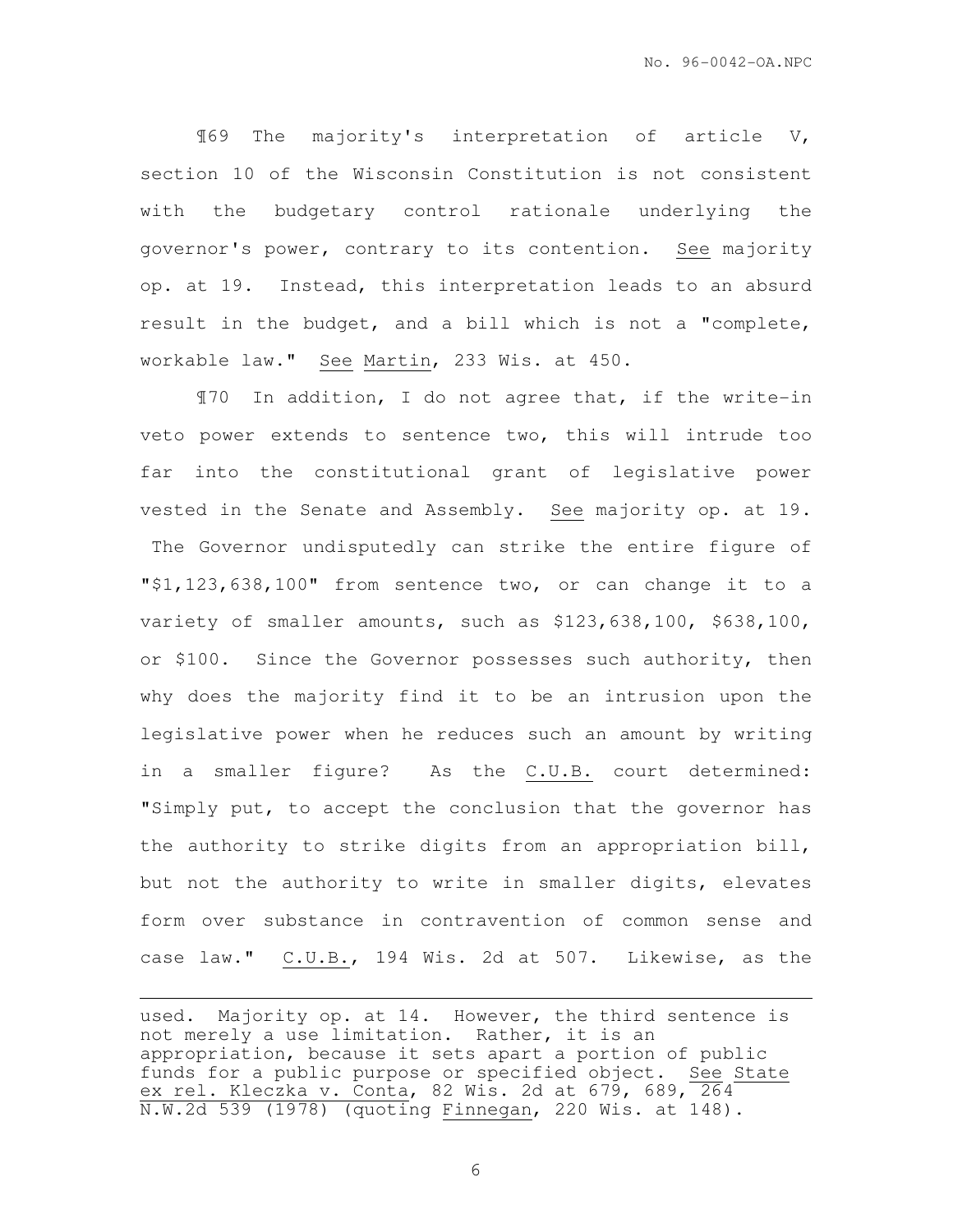¶69 The majority's interpretation of article V, section 10 of the Wisconsin Constitution is not consistent with the budgetary control rationale underlying the governor's power, contrary to its contention. See majority op. at 19. Instead, this interpretation leads to an absurd result in the budget, and a bill which is not a "complete, workable law." See Martin, 233 Wis. at 450.

¶70 In addition, I do not agree that, if the write-in veto power extends to sentence two, this will intrude too far into the constitutional grant of legislative power vested in the Senate and Assembly. See majority op. at 19. The Governor undisputedly can strike the entire figure of "$1,123,638,100" from sentence two, or can change it to a variety of smaller amounts, such as $123,638,100, $638,100, or $100. Since the Governor possesses such authority, then why does the majority find it to be an intrusion upon the legislative power when he reduces such an amount by writing in a smaller figure? As the C.U.B. court determined: "Simply put, to accept the conclusion that the governor has the authority to strike digits from an appropriation bill, but not the authority to write in smaller digits, elevates form over substance in contravention of common sense and case law." C.U.B., 194 Wis. 2d at 507. Likewise, as the

---

used. Majority op. at 14. However, the third sentence is not merely a use limitation. Rather, it is an appropriation, because it sets apart a portion of public funds for a public purpose or specified object. See State ex rel. Kleczka v. Conta, 82 Wis. 2d at 679, 689, 264 N.W.2d 539 (1978) (quoting Finnegan, 220 Wis. at 148).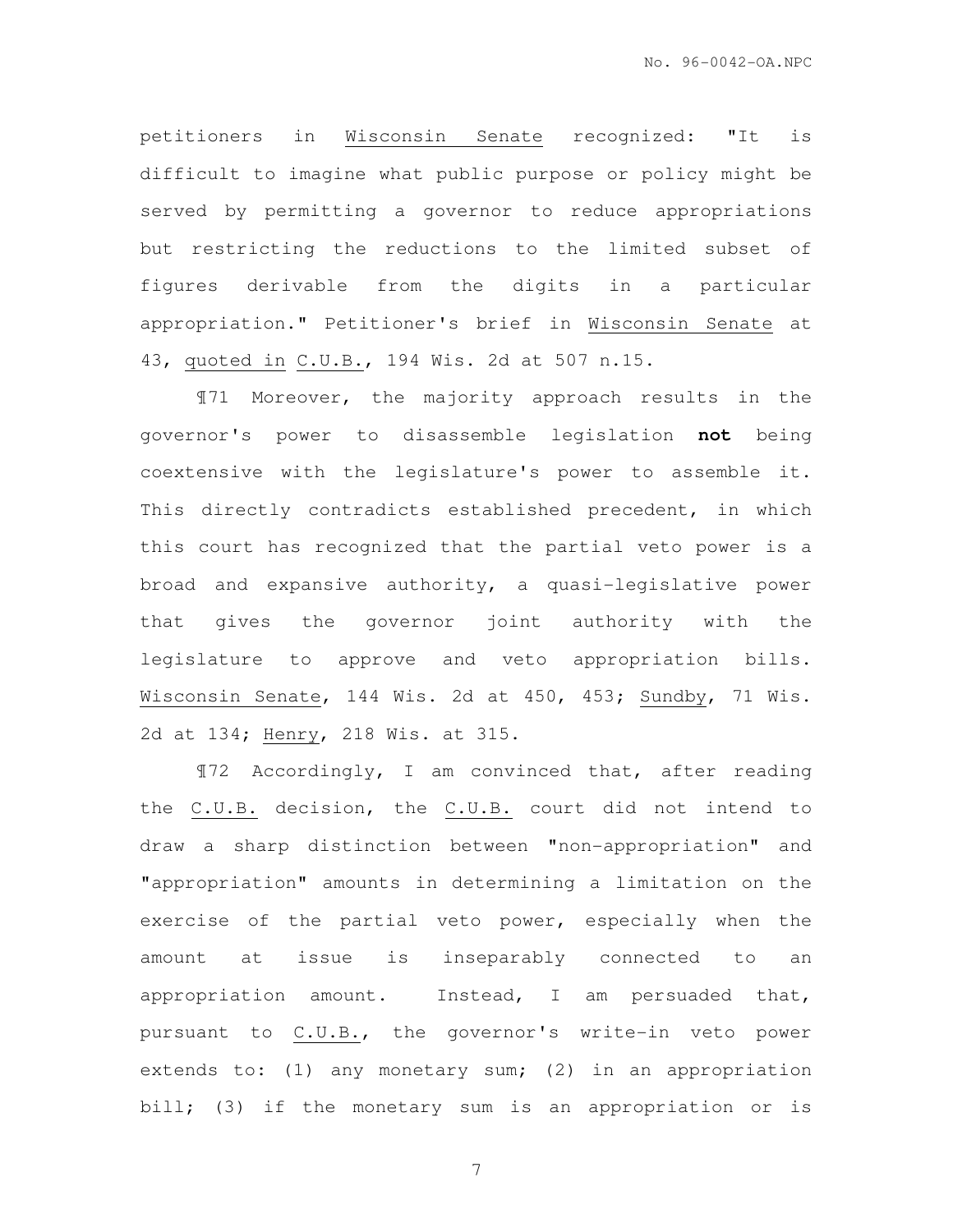petitioners in Wisconsin Senate recognized: "It is difficult to imagine what public purpose or policy might be served by permitting a governor to reduce appropriations but restricting the reductions to the limited subset of figures derivable from the digits in a particular appropriation." Petitioner's brief in Wisconsin Senate at 43, quoted in C.U.B., 194 Wis. 2d at 507 n.15.

¶71 Moreover, the majority approach results in the governor's power to disassemble legislation **not** being coextensive with the legislature's power to assemble it. This directly contradicts established precedent, in which this court has recognized that the partial veto power is a broad and expansive authority, a quasi-legislative power that gives the governor joint authority with the legislature to approve and veto appropriation bills. Wisconsin Senate, 144 Wis. 2d at 450, 453; Sundby, 71 Wis. 2d at 134; Henry, 218 Wis. at 315.

¶72 Accordingly, I am convinced that, after reading the C.U.B. decision, the C.U.B. court did not intend to draw a sharp distinction between "non-appropriation" and "appropriation" amounts in determining a limitation on the exercise of the partial veto power, especially when the amount at issue is inseparably connected to an appropriation amount. Instead, I am persuaded that, pursuant to C.U.B., the governor's write-in veto power extends to: (1) any monetary sum; (2) in an appropriation bill; (3) if the monetary sum is an appropriation or is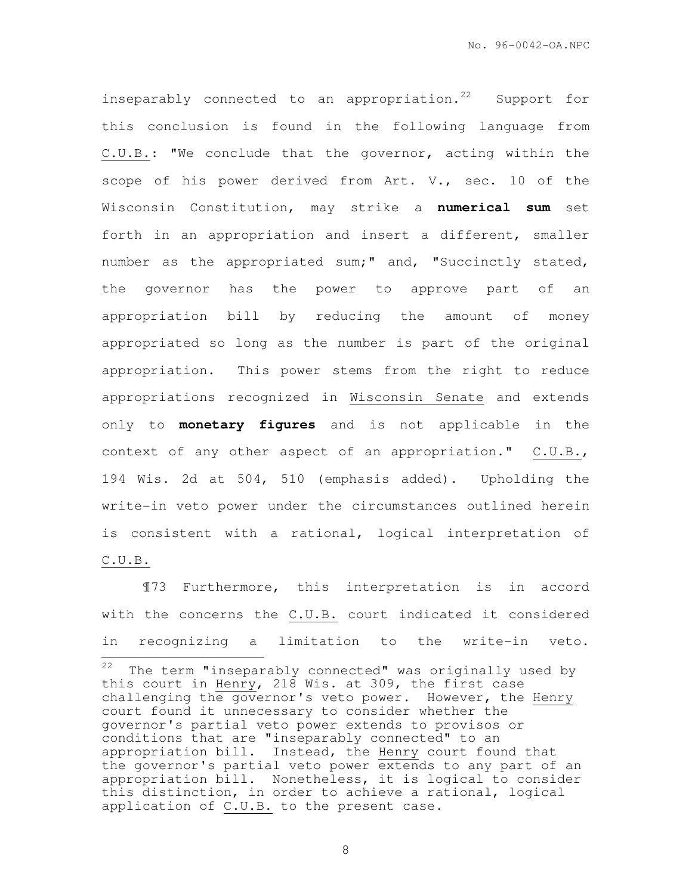inseparably connected to an appropriation.[22] Support for this conclusion is found in the following language from C.U.B.: "We conclude that the governor, acting within the scope of his power derived from Art. V., sec. 10 of the Wisconsin Constitution, may strike a **numerical sum** set forth in an appropriation and insert a different, smaller number as the appropriated sum;" and, "Succinctly stated, the governor has the power to approve part of an appropriation bill by reducing the amount of money appropriated so long as the number is part of the original appropriation. This power stems from the right to reduce appropriations recognized in Wisconsin Senate and extends only to **monetary figures** and is not applicable in the context of any other aspect of an appropriation." C.U.B., 194 Wis. 2d at 504, 510 (emphasis added). Upholding the write-in veto power under the circumstances outlined herein is consistent with a rational, logical interpretation of C.U.B.

¶73 Furthermore, this interpretation is in accord with the concerns the C.U.B. court indicated it considered in recognizing a limitation to the write-in veto.

---

[22] The term "inseparably connected" was originally used by this court in Henry, 218 Wis. at 309, the first case challenging the governor's veto power. However, the Henry court found it unnecessary to consider whether the governor's partial veto power extends to provisos or conditions that are "inseparably connected" to an appropriation bill. Instead, the Henry court found that the governor's partial veto power extends to any part of an appropriation bill. Nonetheless, it is logical to consider this distinction, in order to achieve a rational, logical application of C.U.B. to the present case.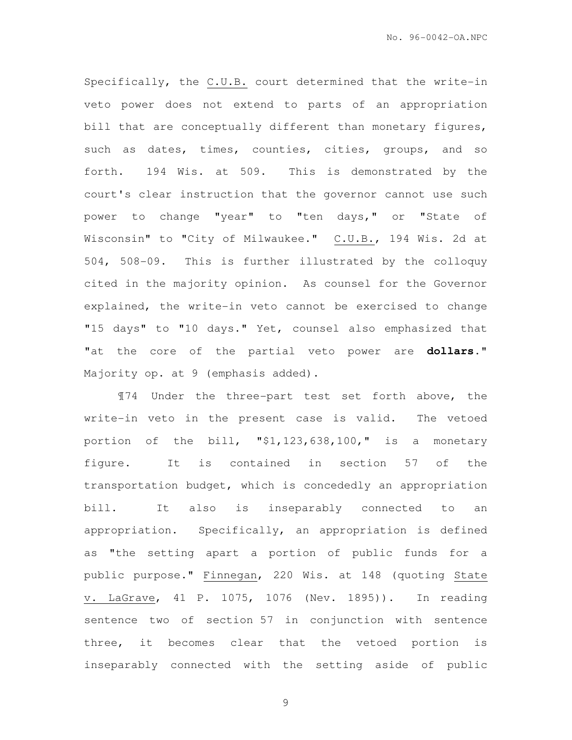Specifically, the C.U.B. court determined that the write-in veto power does not extend to parts of an appropriation bill that are conceptually different than monetary figures, such as dates, times, counties, cities, groups, and so forth. 194 Wis. at 509. This is demonstrated by the court's clear instruction that the governor cannot use such power to change "year" to "ten days," or "State of Wisconsin" to "City of Milwaukee." C.U.B., 194 Wis. 2d at 504, 508-09. This is further illustrated by the colloquy cited in the majority opinion. As counsel for the Governor explained, the write-in veto cannot be exercised to change "15 days" to "10 days." Yet, counsel also emphasized that "at the core of the partial veto power are **dollars**." Majority op. at 9 (emphasis added).

¶74 Under the three-part test set forth above, the write-in veto in the present case is valid. The vetoed portion of the bill, "$1,123,638,100," is a monetary figure. It is contained in section 57 of the transportation budget, which is concededly an appropriation bill. It also is inseparably connected to an appropriation. Specifically, an appropriation is defined as "the setting apart a portion of public funds for a public purpose." Finnegan, 220 Wis. at 148 (quoting State v. LaGrave, 41 P. 1075, 1076 (Nev. 1895)). In reading sentence two of section 57 in conjunction with sentence three, it becomes clear that the vetoed portion is inseparably connected with the setting aside of public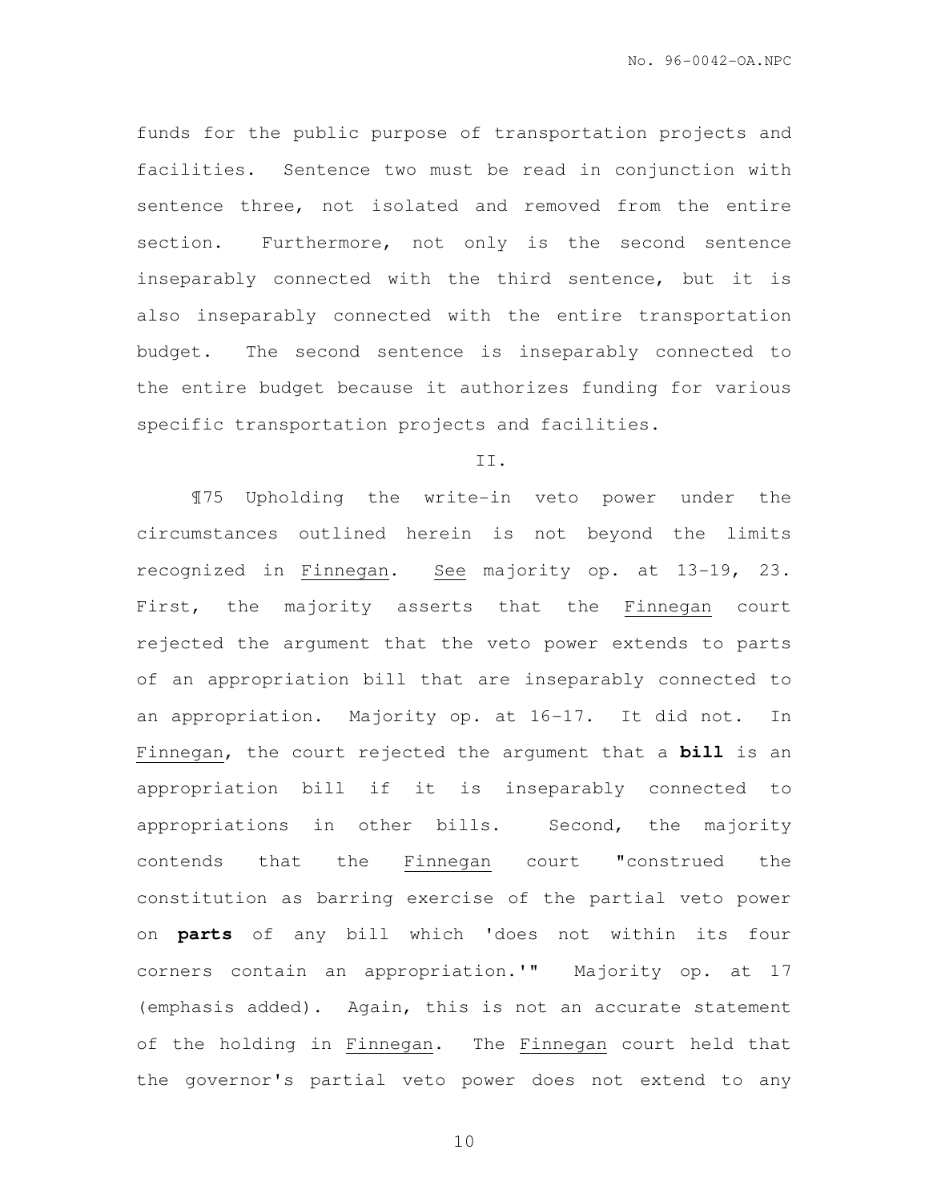funds for the public purpose of transportation projects and facilities. Sentence two must be read in conjunction with sentence three, not isolated and removed from the entire section. Furthermore, not only is the second sentence inseparably connected with the third sentence, but it is also inseparably connected with the entire transportation budget. The second sentence is inseparably connected to the entire budget because it authorizes funding for various specific transportation projects and facilities.

II.

¶75 Upholding the write-in veto power under the circumstances outlined herein is not beyond the limits recognized in Finnegan. See majority op. at 13-19, 23. First, the majority asserts that the Finnegan court rejected the argument that the veto power extends to parts of an appropriation bill that are inseparably connected to an appropriation. Majority op. at 16-17. It did not. In Finnegan, the court rejected the argument that a **bill** is an appropriation bill if it is inseparably connected to appropriations in other bills. Second, the majority contends that the Finnegan court "construed the constitution as barring exercise of the partial veto power on **parts** of any bill which 'does not within its four corners contain an appropriation.'" Majority op. at 17 (emphasis added). Again, this is not an accurate statement of the holding in Finnegan. The Finnegan court held that the governor's partial veto power does not extend to any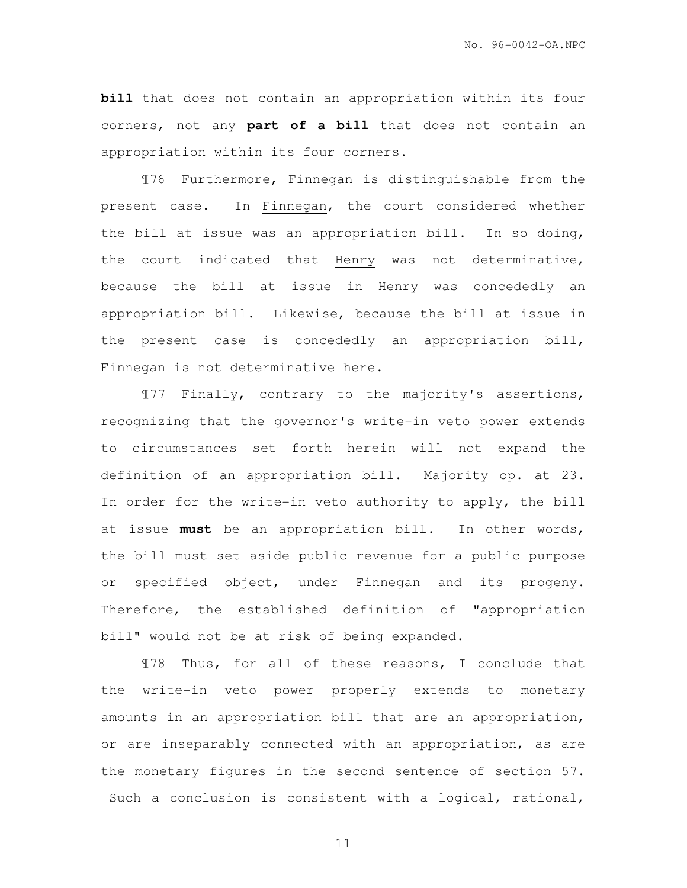**bill** that does not contain an appropriation within its four corners, not any **part of a bill** that does not contain an appropriation within its four corners.

¶76 Furthermore, Finnegan is distinguishable from the present case. In Finnegan, the court considered whether the bill at issue was an appropriation bill. In so doing, the court indicated that Henry was not determinative, because the bill at issue in Henry was concededly an appropriation bill. Likewise, because the bill at issue in the present case is concededly an appropriation bill, Finnegan is not determinative here.

¶77 Finally, contrary to the majority's assertions, recognizing that the governor's write-in veto power extends to circumstances set forth herein will not expand the definition of an appropriation bill. Majority op. at 23. In order for the write-in veto authority to apply, the bill at issue **must** be an appropriation bill. In other words, the bill must set aside public revenue for a public purpose or specified object, under Finnegan and its progeny. Therefore, the established definition of "appropriation bill" would not be at risk of being expanded.

¶78 Thus, for all of these reasons, I conclude that the write-in veto power properly extends to monetary amounts in an appropriation bill that are an appropriation, or are inseparably connected with an appropriation, as are the monetary figures in the second sentence of section 57. Such a conclusion is consistent with a logical, rational,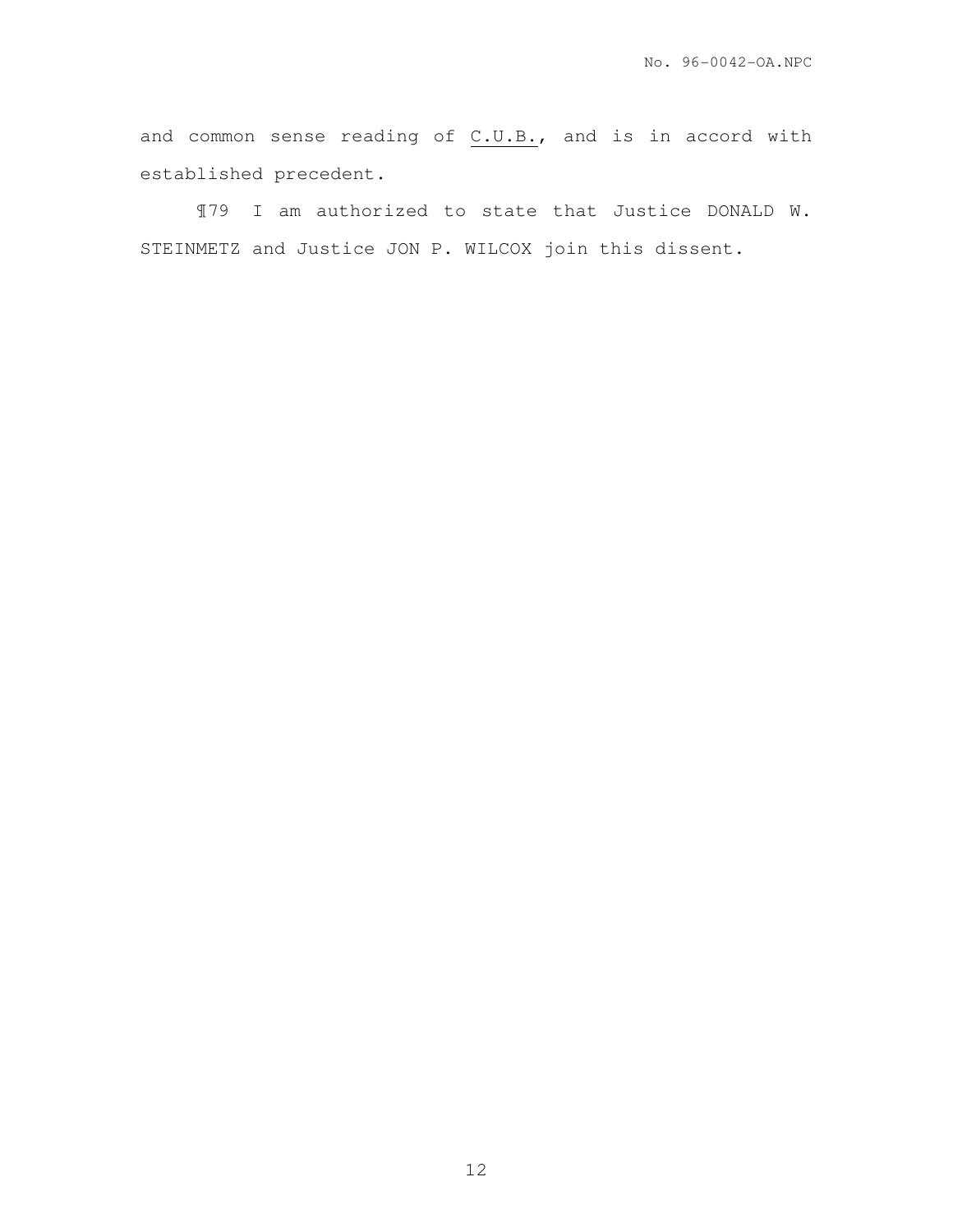and common sense reading of C.U.B., and is in accord with established precedent.

¶79 I am authorized to state that Justice DONALD W. STEINMETZ and Justice JON P. WILCOX join this dissent.